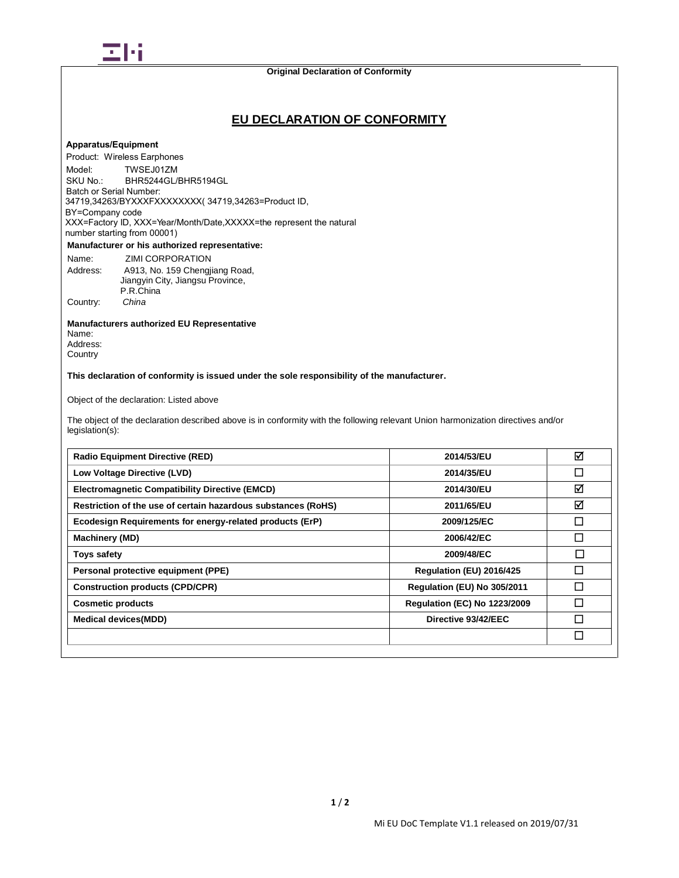Original Declaration of Conformity

# EU DECLARATION OF CONFORMITY

**Apparatus/Equipment**

Product: Wireless Earphones

Model: TWSEJ01ZM

SKU No.: BHR5244GL/BHR5194GL

Batch or Serial Number:
34719,34263/BYXXXFXXXXXXXX( 34719,34263=Product ID,
BY=Company code
XXX=Factory ID, XXX=Year/Month/Date,XXXXX=the represent the natural number starting from 00001)

**Manufacturer or his authorized representative:**

Name: ZIMI CORPORATION

Address: A913, No. 159 Chengjiang Road, Jiangyin City, Jiangsu Province, P.R.China

Country: *China*

**Manufacturers authorized EU Representative**

Name:

Address:

Country

**This declaration of conformity is issued under the sole responsibility of the manufacturer.**

Object of the declaration: Listed above

The object of the declaration described above is in conformity with the following relevant Union harmonization directives and/or legislation(s):

| | | |
|---|---|---|
| **Radio Equipment Directive (RED)** | **2014/53/EU** | ☑ |
| **Low Voltage Directive (LVD)** | **2014/35/EU** | ☐ |
| **Electromagnetic Compatibility Directive (EMCD)** | **2014/30/EU** | ☑ |
| **Restriction of the use of certain hazardous substances (RoHS)** | **2011/65/EU** | ☑ |
| **Ecodesign Requirements for energy-related products (ErP)** | **2009/125/EC** | ☐ |
| **Machinery (MD)** | **2006/42/EC** | ☐ |
| **Toys safety** | **2009/48/EC** | ☐ |
| **Personal protective equipment (PPE)** | **Regulation (EU) 2016/425** | ☐ |
| **Construction products (CPD/CPR)** | **Regulation (EU) No 305/2011** | ☐ |
| **Cosmetic products** | **Regulation (EC) No 1223/2009** | ☐ |
| **Medical devices(MDD)** | **Directive 93/42/EEC** | ☐ |
| | | ☐ |

Mi EU DoC Template V1.1 released on 2019/07/31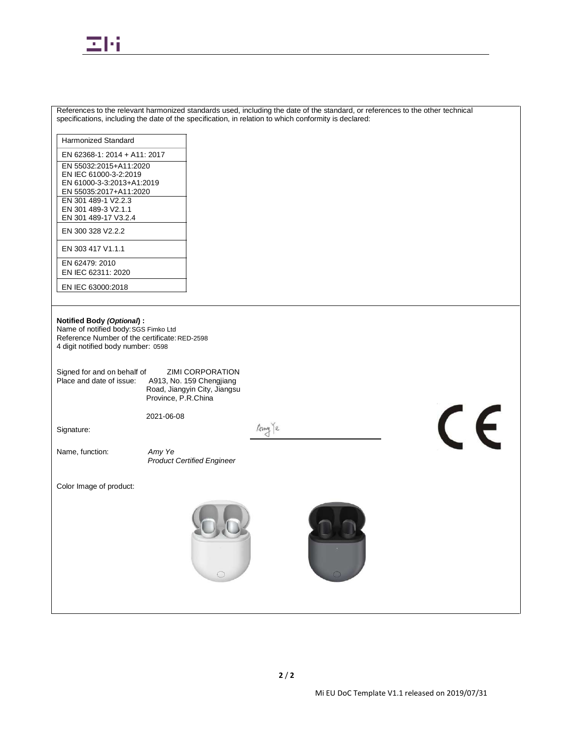References to the relevant harmonized standards used, including the date of the standard, or references to the other technical specifications, including the date of the specification, in relation to which conformity is declared:

| Harmonized Standard |
| --- |
| EN 62368-1: 2014 + A11: 2017 |
| EN 55032:2015+A11:2020<br>EN IEC 61000-3-2:2019<br>EN 61000-3-3:2013+A1:2019<br>EN 55035:2017+A11:2020 |
| EN 301 489-1 V2.2.3<br>EN 301 489-3 V2.1.1<br>EN 301 489-17 V3.2.4 |
| EN 300 328 V2.2.2 |
| EN 303 417 V1.1.1 |
| EN 62479: 2010<br>EN IEC 62311: 2020 |
| EN IEC 63000:2018 |

**Notified Body *(Optional)* :**
Name of notified body: SGS Fimko Ltd
Reference Number of the certificate: RED-2598
4 digit notified body number: 0598

Signed for and on behalf of ZIMI CORPORATION
Place and date of issue: A913, No. 159 Chengjiang Road, Jiangyin City, Jiangsu Province, P.R.China

2021-06-08

Signature: Amy Ye

Name, function: *Amy Ye*
*Product Certified Engineer*

CE

Color Image of product:

Mi EU DoC Template V1.1 released on 2019/07/31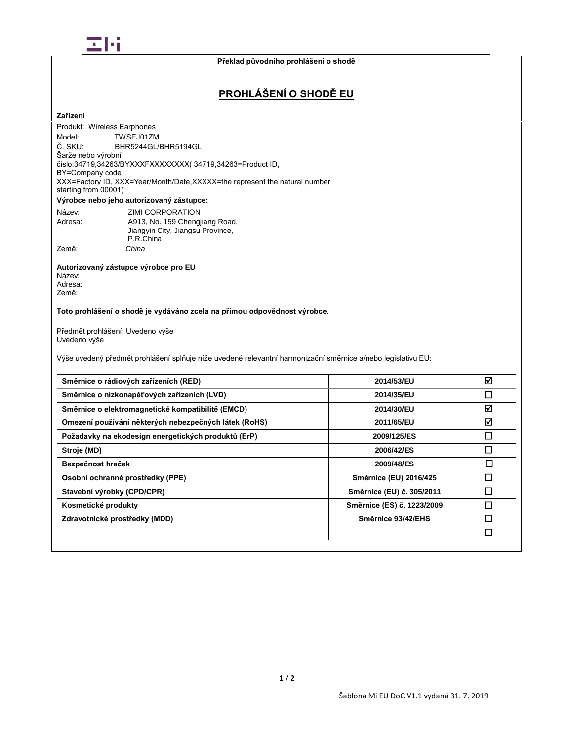Překlad původního prohlášení o shodě

# PROHLÁŠENÍ O SHODĚ EU

**Zařízení**

Produkt: Wireless Earphones
Model: TWSEJ01ZM
Č. SKU: BHR5244GL/BHR5194GL
Šarže nebo výrobní číslo:34719,34263/BYXXXFXXXXXXXX( 34719,34263=Product ID, BY=Company code
XXX=Factory ID, XXX=Year/Month/Date,XXXXX=the represent the natural number starting from 00001)

**Výrobce nebo jeho autorizovaný zástupce:**

Název: ZIMI CORPORATION
Adresa: A913, No. 159 Chengjiang Road, Jiangyin City, Jiangsu Province, P.R.China
Země: *China*

**Autorizovaný zástupce výrobce pro EU**

Název:
Adresa:
Země:

**Toto prohlášení o shodě je vydáváno zcela na přímou odpovědnost výrobce.**

Předmět prohlášení: Uvedeno výše
Uvedeno výše

Výše uvedený předmět prohlášení splňuje níže uvedené relevantní harmonizační směrnice a/nebo legislativu EU:

| | | |
|---|---|---|
| **Směrnice o rádiových zařízeních (RED)** | **2014/53/EU** | ☑ |
| **Směrnice o nízkonapěťových zařízeních (LVD)** | **2014/35/EU** | ☐ |
| **Směrnice o elektromagnetické kompatibilitě (EMCD)** | **2014/30/EU** | ☑ |
| **Omezení používání některých nebezpečných látek (RoHS)** | **2011/65/EU** | ☑ |
| **Požadavky na ekodesign energetických produktů (ErP)** | **2009/125/ES** | ☐ |
| **Stroje (MD)** | **2006/42/ES** | ☐ |
| **Bezpečnost hraček** | **2009/48/ES** | ☐ |
| **Osobní ochranné prostředky (PPE)** | **Směrnice (EU) 2016/425** | ☐ |
| **Stavební výrobky (CPD/CPR)** | **Směrnice (EU) č. 305/2011** | ☐ |
| **Kosmetické produkty** | **Směrnice (ES) č. 1223/2009** | ☐ |
| **Zdravotnické prostředky (MDD)** | **Směrnice 93/42/EHS** | ☐ |
| | | ☐ |

Šablona Mi EU DoC V1.1 vydaná 31. 7. 2019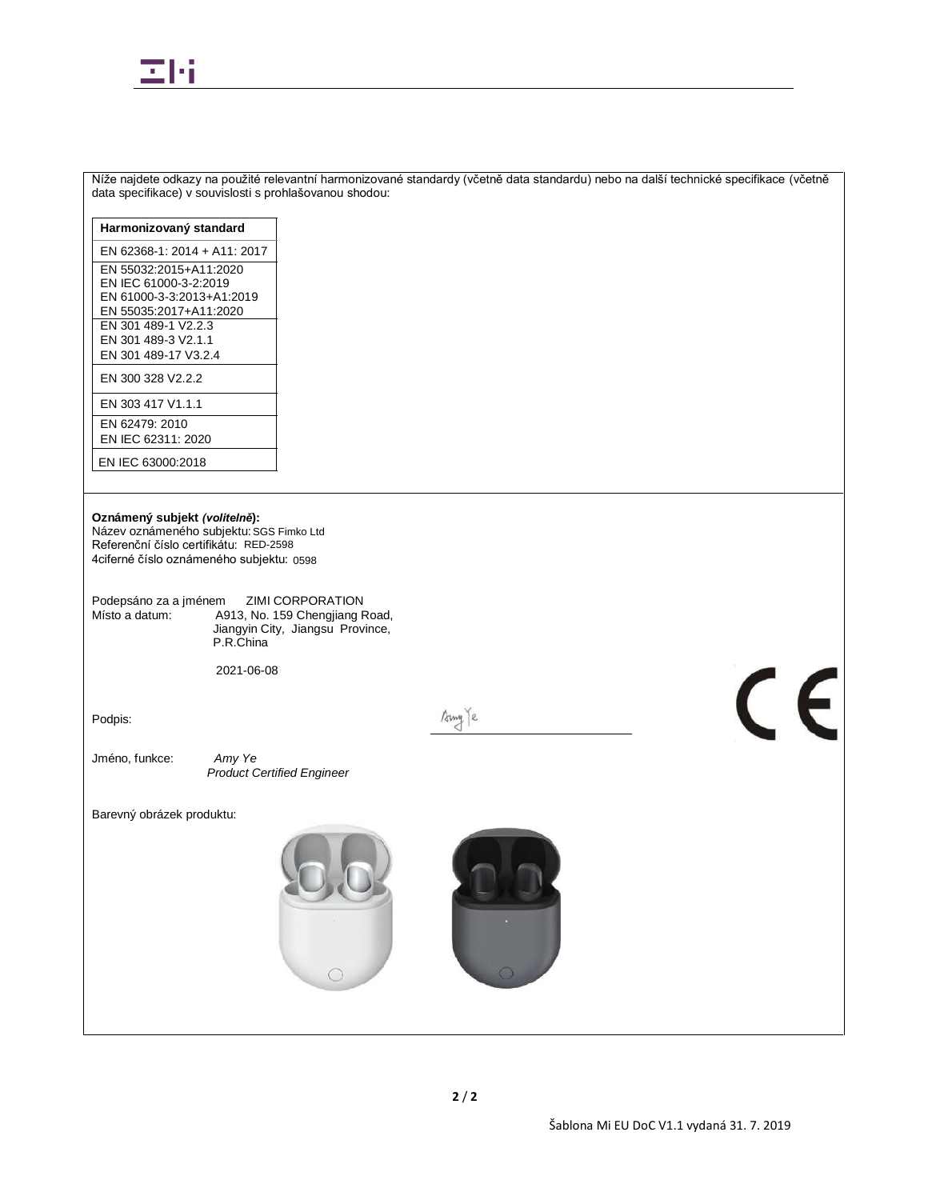Níže najdete odkazy na použité relevantní harmonizované standardy (včetně data standardu) nebo na další technické specifikace (včetně data specifikace) v souvislosti s prohlašovanou shodou:

| Harmonizovaný standard |
| --- |
| EN 62368-1: 2014 + A11: 2017 |
| EN 55032:2015+A11:2020<br>EN IEC 61000-3-2:2019<br>EN 61000-3-3:2013+A1:2019<br>EN 55035:2017+A11:2020 |
| EN 301 489-1 V2.2.3<br>EN 301 489-3 V2.1.1<br>EN 301 489-17 V3.2.4 |
| EN 300 328 V2.2.2 |
| EN 303 417 V1.1.1 |
| EN 62479: 2010<br>EN IEC 62311: 2020 |
| EN IEC 63000:2018 |

**Oznámený subjekt *(volitelně*):**
Název oznámeného subjektu: SGS Fimko Ltd
Referenční číslo certifikátu: RED-2598
4ciferné číslo oznámeného subjektu: 0598

Podepsáno za a jménem ZIMI CORPORATION
Místo a datum: A913, No. 159 Chengjiang Road, Jiangyin City, Jiangsu Province, P.R.China

2021-06-08

Podpis: Amy Ye

Jméno, funkce: *Amy Ye*
*Product Certified Engineer*

Barevný obrázek produktu:

Šablona Mi EU DoC V1.1 vydaná 31. 7. 2019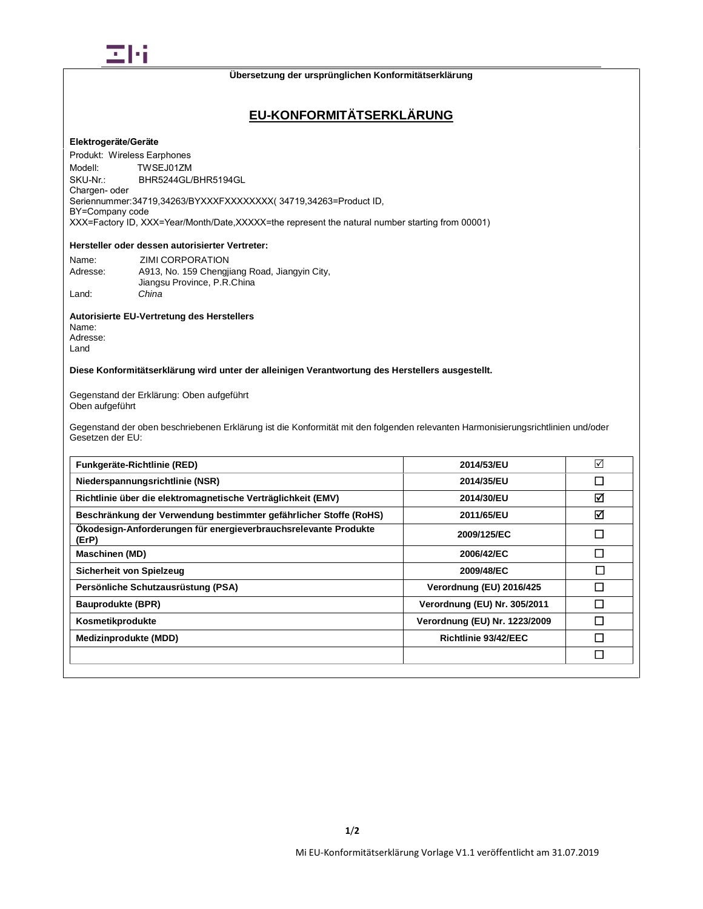Übersetzung der ursprünglichen Konformitätserklärung

# EU-KONFORMITÄTSERKLÄRUNG

**Elektrogeräte/Geräte**

Produkt: Wireless Earphones
Modell: TWSEJ01ZM
SKU-Nr.: BHR5244GL/BHR5194GL
Chargen- oder
Seriennummer:34719,34263/BYXXXFXXXXXXXX( 34719,34263=Product ID,
BY=Company code
XXX=Factory ID, XXX=Year/Month/Date,XXXXX=the represent the natural number starting from 00001)

**Hersteller oder dessen autorisierter Vertreter:**

Name: ZIMI CORPORATION
Adresse: A913, No. 159 Chengjiang Road, Jiangyin City,
Jiangsu Province, P.R.China
Land: *China*

**Autorisierte EU-Vertretung des Herstellers**
Name:
Adresse:
Land

**Diese Konformitätserklärung wird unter der alleinigen Verantwortung des Herstellers ausgestellt.**

Gegenstand der Erklärung: Oben aufgeführt
Oben aufgeführt

Gegenstand der oben beschriebenen Erklärung ist die Konformität mit den folgenden relevanten Harmonisierungsrichtlinien und/oder Gesetzen der EU:

| | | |
|---|---|---|
| **Funkgeräte-Richtlinie (RED)** | **2014/53/EU** | ☑ |
| **Niederspannungsrichtlinie (NSR)** | **2014/35/EU** | ☐ |
| **Richtlinie über die elektromagnetische Verträglichkeit (EMV)** | **2014/30/EU** | ☑ |
| **Beschränkung der Verwendung bestimmter gefährlicher Stoffe (RoHS)** | **2011/65/EU** | ☑ |
| **Ökodesign-Anforderungen für energieverbrauchsrelevante Produkte (ErP)** | **2009/125/EC** | ☐ |
| **Maschinen (MD)** | **2006/42/EC** | ☐ |
| **Sicherheit von Spielzeug** | **2009/48/EC** | ☐ |
| **Persönliche Schutzausrüstung (PSA)** | **Verordnung (EU) 2016/425** | ☐ |
| **Bauprodukte (BPR)** | **Verordnung (EU) Nr. 305/2011** | ☐ |
| **Kosmetikprodukte** | **Verordnung (EU) Nr. 1223/2009** | ☐ |
| **Medizinprodukte (MDD)** | **Richtlinie 93/42/EEC** | ☐ |
| | | ☐ |

Mi EU-Konformitätserklärung Vorlage V1.1 veröffentlicht am 31.07.2019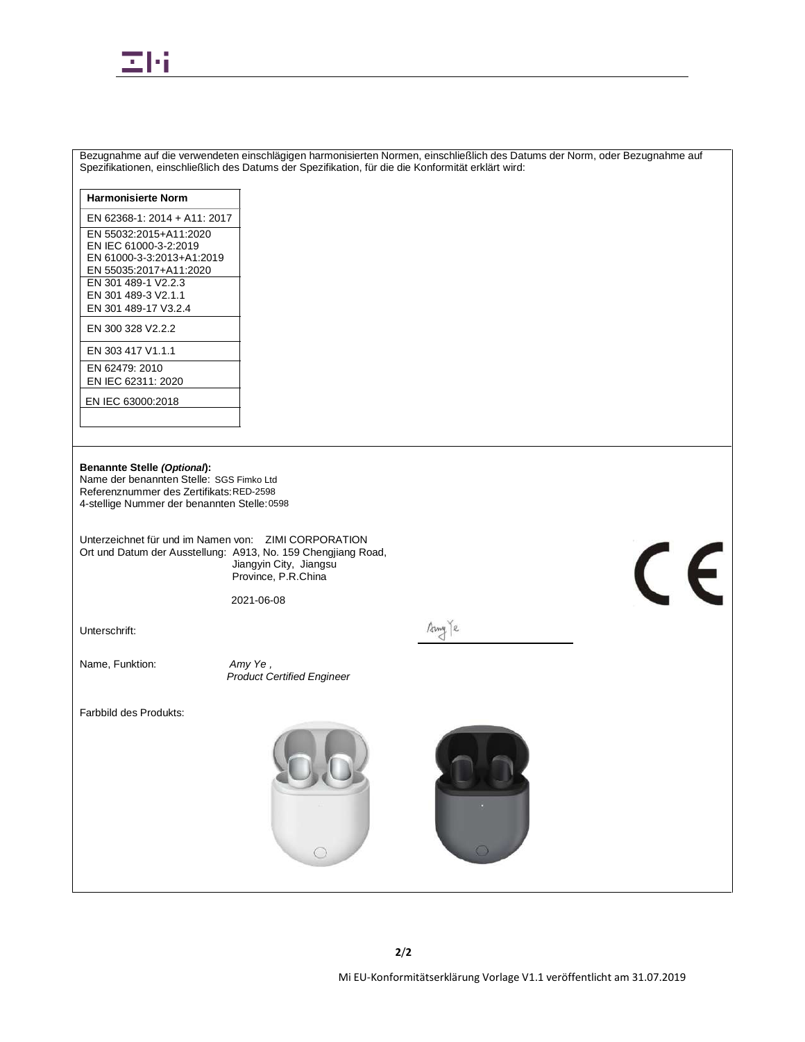Bezugnahme auf die verwendeten einschlägigen harmonisierten Normen, einschließlich des Datums der Norm, oder Bezugnahme auf Spezifikationen, einschließlich des Datums der Spezifikation, für die die Konformität erklärt wird:

| Harmonisierte Norm |
|---|
| EN 62368-1: 2014 + A11: 2017 |
| EN 55032:2015+A11:2020<br>EN IEC 61000-3-2:2019<br>EN 61000-3-3:2013+A1:2019<br>EN 55035:2017+A11:2020 |
| EN 301 489-1 V2.2.3<br>EN 301 489-3 V2.1.1<br>EN 301 489-17 V3.2.4 |
| EN 300 328 V2.2.2 |
| EN 303 417 V1.1.1 |
| EN 62479: 2010<br>EN IEC 62311: 2020 |
| EN IEC 63000:2018 |
| |

**Benannte Stelle *(Optional)*:**
Name der benannten Stelle: SGS Fimko Ltd
Referenznummer des Zertifikats: RED-2598
4-stellige Nummer der benannten Stelle: 0598

Unterzeichnet für und im Namen von: ZIMI CORPORATION
Ort und Datum der Ausstellung: A913, No. 159 Chengjiang Road, Jiangyin City, Jiangsu Province, P.R.China

2021-06-08

CE

Unterschrift: Amy Ye

Name, Funktion: *Amy Ye ,*
*Product Certified Engineer*

Farbbild des Produkts:

Mi EU-Konformitätserklärung Vorlage V1.1 veröffentlicht am 31.07.2019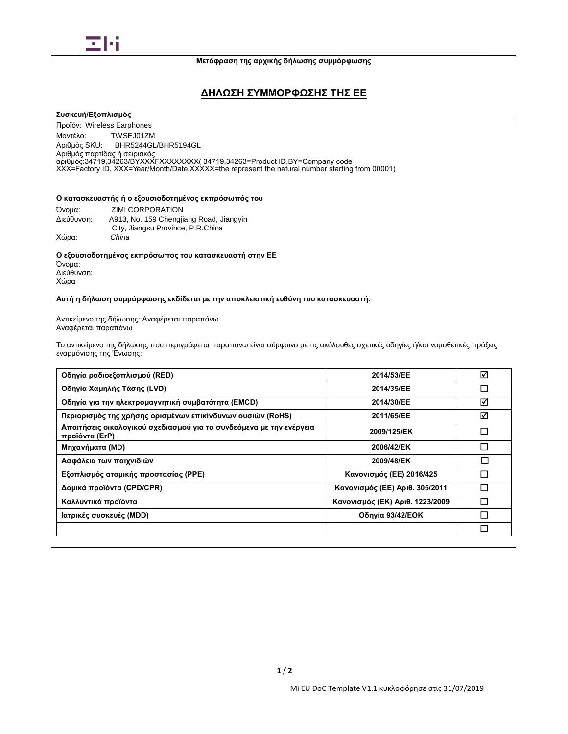Μετάφραση της αρχικής δήλωσης συμμόρφωσης

## ΔΗΛΩΣΗ ΣΥΜΜΟΡΦΩΣΗΣ ΤΗΣ ΕΕ

**Συσκευή/Εξοπλισμός**

Προϊόν: Wireless Earphones
Μοντέλο: TWSEJ01ZM
Αριθμός SKU: BHR5244GL/BHR5194GL
Αριθμός παρτίδας ή σειριακός αριθμός:34719,34263/BYXXXFXXXXXXXX( 34719,34263=Product ID,BY=Company code XXX=Factory ID, XXX=Year/Month/Date,XXXXX=the represent the natural number starting from 00001)

**Ο κατασκευαστής ή ο εξουσιοδοτημένος εκπρόσωπός του**

Όνομα: ZIMI CORPORATION
Διεύθυνση: A913, No. 159 Chengjiang Road, Jiangyin City, Jiangsu Province, P.R.China
Χώρα: *China*

**Ο εξουσιοδοτημένος εκπρόσωπος του κατασκευαστή στην ΕΕ**
Όνομα:
Διεύθυνση:
Χώρα

**Αυτή η δήλωση συμμόρφωσης εκδίδεται με την αποκλειστική ευθύνη του κατασκευαστή.**

Αντικείμενο της δήλωσης: Αναφέρεται παραπάνω
Αναφέρεται παραπάνω

Το αντικείμενο της δήλωσης που περιγράφεται παραπάνω είναι σύμφωνο με τις ακόλουθες σχετικές οδηγίες ή/και νομοθετικές πράξεις εναρμόνισης της Ένωσης:

| | | |
|---|---|---|
| **Οδηγία ραδιοεξοπλισμού (RED)** | **2014/53/ΕΕ** | ☑ |
| **Οδηγία Χαμηλής Τάσης (LVD)** | **2014/35/ΕΕ** | ☐ |
| **Οδηγία για την ηλεκτρομαγνητική συμβατότητα (EMCD)** | **2014/30/ΕΕ** | ☑ |
| **Περιορισμός της χρήσης ορισμένων επικίνδυνων ουσιών (RoHS)** | **2011/65/ΕΕ** | ☑ |
| **Απαιτήσεις οικολογικού σχεδιασμού για τα συνδεόμενα με την ενέργεια προϊόντα (ErP)** | **2009/125/ΕΚ** | ☐ |
| **Μηχανήματα (MD)** | **2006/42/ΕΚ** | ☐ |
| **Ασφάλεια των παιχνιδιών** | **2009/48/ΕΚ** | ☐ |
| **Εξοπλισμός ατομικής προστασίας (PPE)** | **Κανονισμός (ΕΕ) 2016/425** | ☐ |
| **Δομικά προϊόντα (CPD/CPR)** | **Κανονισμός (ΕΕ) Αριθ. 305/2011** | ☐ |
| **Καλλυντικά προϊόντα** | **Κανονισμός (ΕΚ) Αριθ. 1223/2009** | ☐ |
| **Ιατρικές συσκευές (MDD)** | **Οδηγία 93/42/ΕΟΚ** | ☐ |
| | | ☐ |

Mi EU DoC Template V1.1 κυκλοφόρησε στις 31/07/2019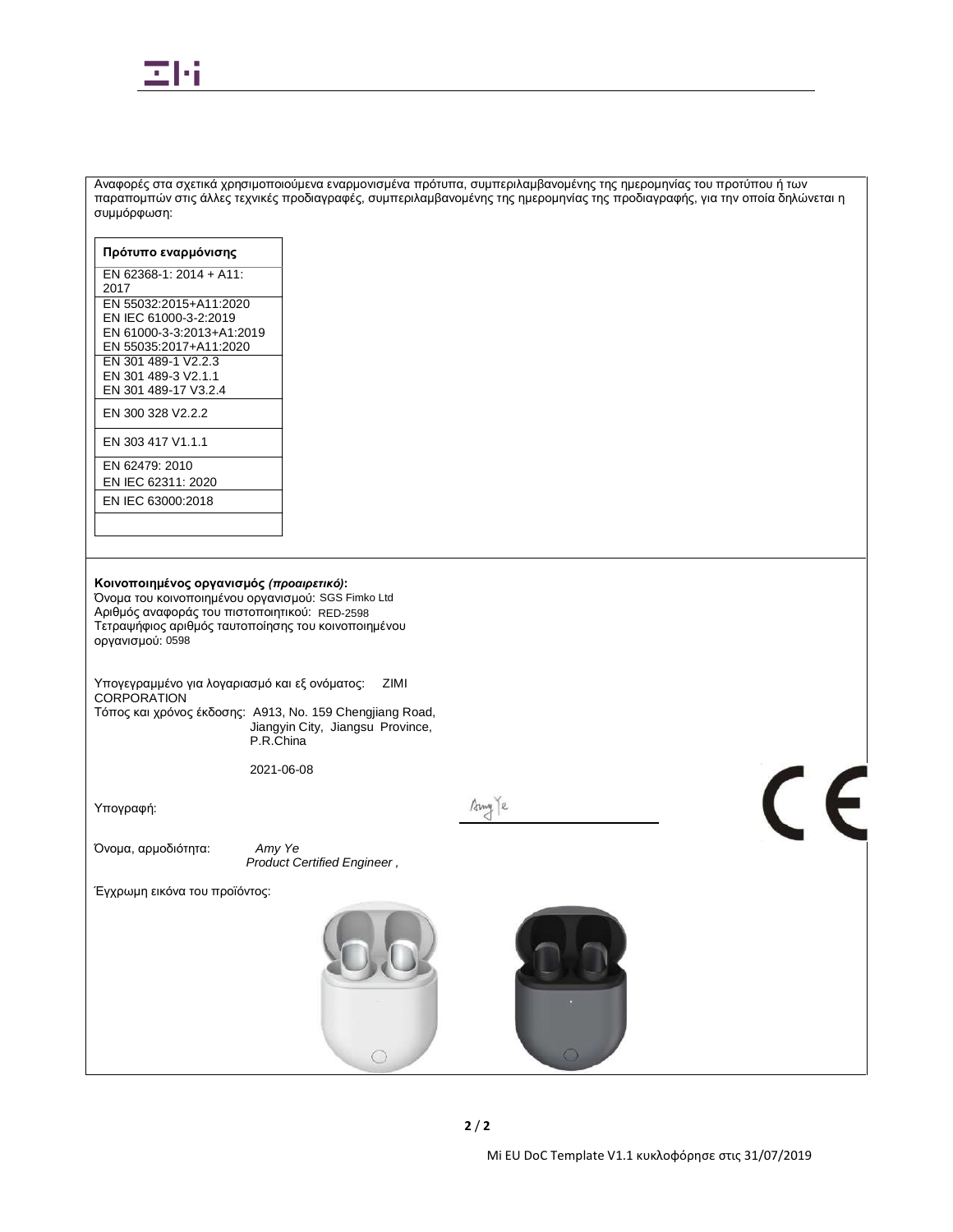Αναφορές στα σχετικά χρησιμοποιούμενα εναρμονισμένα πρότυπα, συμπεριλαμβανομένης της ημερομηνίας του προτύπου ή των παραπομπών στις άλλες τεχνικές προδιαγραφές, συμπεριλαμβανομένης της ημερομηνίας της προδιαγραφής, για την οποία δηλώνεται η συμμόρφωση:

| **Πρότυπο εναρμόνισης** |
| --- |
| EN 62368-1: 2014 + A11: 2017 |
| EN 55032:2015+A11:2020<br>EN IEC 61000-3-2:2019<br>EN 61000-3-3:2013+A1:2019<br>EN 55035:2017+A11:2020 |
| EN 301 489-1 V2.2.3<br>EN 301 489-3 V2.1.1<br>EN 301 489-17 V3.2.4 |
| EN 300 328 V2.2.2 |
| EN 303 417 V1.1.1 |
| EN 62479: 2010<br>EN IEC 62311: 2020 |
| EN IEC 63000:2018 |
| |

**Κοινοποιημένος οργανισμός *(προαιρετικό)*:**
Όνομα του κοινοποιημένου οργανισμού: SGS Fimko Ltd
Αριθμός αναφοράς του πιστοποιητικού: RED-2598
Τετραψήφιος αριθμός ταυτοποίησης του κοινοποιημένου οργανισμού: 0598

Υπογεγραμμένο για λογαριασμό και εξ ονόματος: ZIMI CORPORATION
Τόπος και χρόνος έκδοσης: A913, No. 159 Chengjiang Road, Jiangyin City, Jiangsu Province, P.R.China

2021-06-08

Υπογραφή: Amy Ye

Όνομα, αρμοδιότητα: *Amy Ye*
*Product Certified Engineer ,*

Έγχρωμη εικόνα του προϊόντος:

Mi EU DoC Template V1.1 κυκλοφόρησε στις 31/07/2019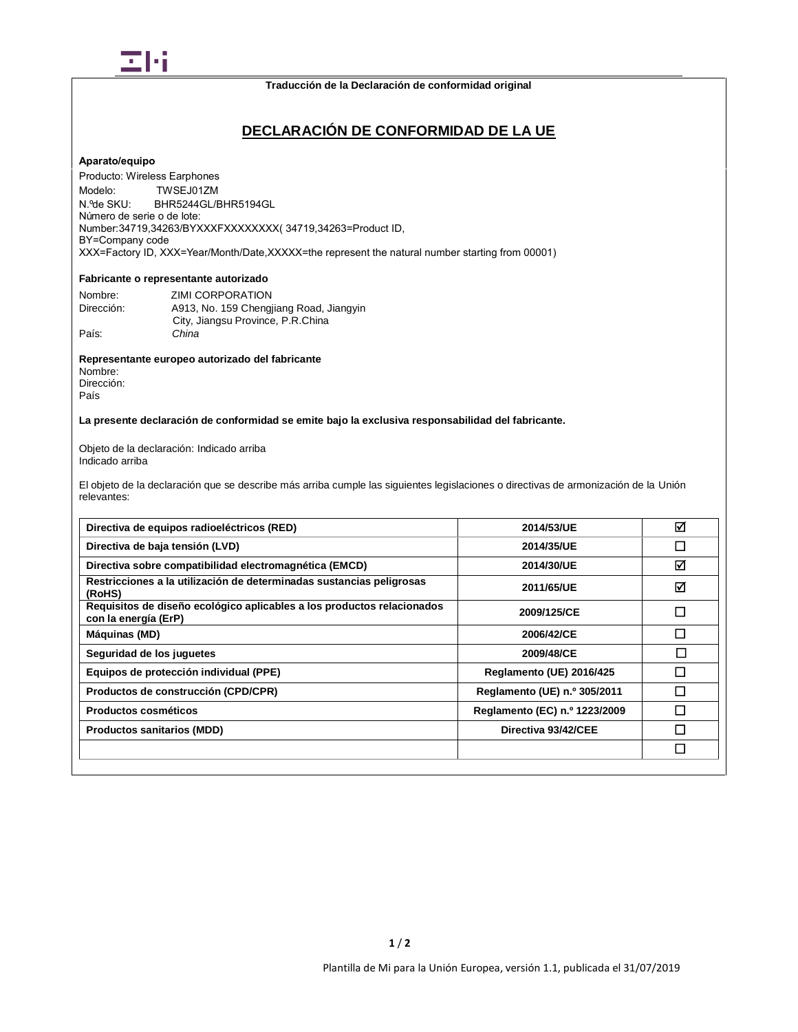Traducción de la Declaración de conformidad original

# DECLARACIÓN DE CONFORMIDAD DE LA UE

**Aparato/equipo**

Producto: Wireless Earphones
Modelo: TWSEJ01ZM
N.ºde SKU: BHR5244GL/BHR5194GL
Número de serie o de lote:
Number:34719,34263/BYXXXFXXXXXXXX( 34719,34263=Product ID,
BY=Company code
XXX=Factory ID, XXX=Year/Month/Date,XXXXX=the represent the natural number starting from 00001)

**Fabricante o representante autorizado**

Nombre: ZIMI CORPORATION
Dirección: A913, No. 159 Chengjiang Road, Jiangyin City, Jiangsu Province, P.R.China
País: *China*

**Representante europeo autorizado del fabricante**

Nombre:
Dirección:
País

**La presente declaración de conformidad se emite bajo la exclusiva responsabilidad del fabricante.**

Objeto de la declaración: Indicado arriba
Indicado arriba

El objeto de la declaración que se describe más arriba cumple las siguientes legislaciones o directivas de armonización de la Unión relevantes:

| | | |
|---|---|---|
| **Directiva de equipos radioeléctricos (RED)** | **2014/53/UE** | ☑ |
| **Directiva de baja tensión (LVD)** | **2014/35/UE** | ☐ |
| **Directiva sobre compatibilidad electromagnética (EMCD)** | **2014/30/UE** | ☑ |
| **Restricciones a la utilización de determinadas sustancias peligrosas (RoHS)** | **2011/65/UE** | ☑ |
| **Requisitos de diseño ecológico aplicables a los productos relacionados con la energía (ErP)** | **2009/125/CE** | ☐ |
| **Máquinas (MD)** | **2006/42/CE** | ☐ |
| **Seguridad de los juguetes** | **2009/48/CE** | ☐ |
| **Equipos de protección individual (PPE)** | **Reglamento (UE) 2016/425** | ☐ |
| **Productos de construcción (CPD/CPR)** | **Reglamento (UE) n.º 305/2011** | ☐ |
| **Productos cosméticos** | **Reglamento (EC) n.º 1223/2009** | ☐ |
| **Productos sanitarios (MDD)** | **Directiva 93/42/CEE** | ☐ |
| | | ☐ |

Plantilla de Mi para la Unión Europea, versión 1.1, publicada el 31/07/2019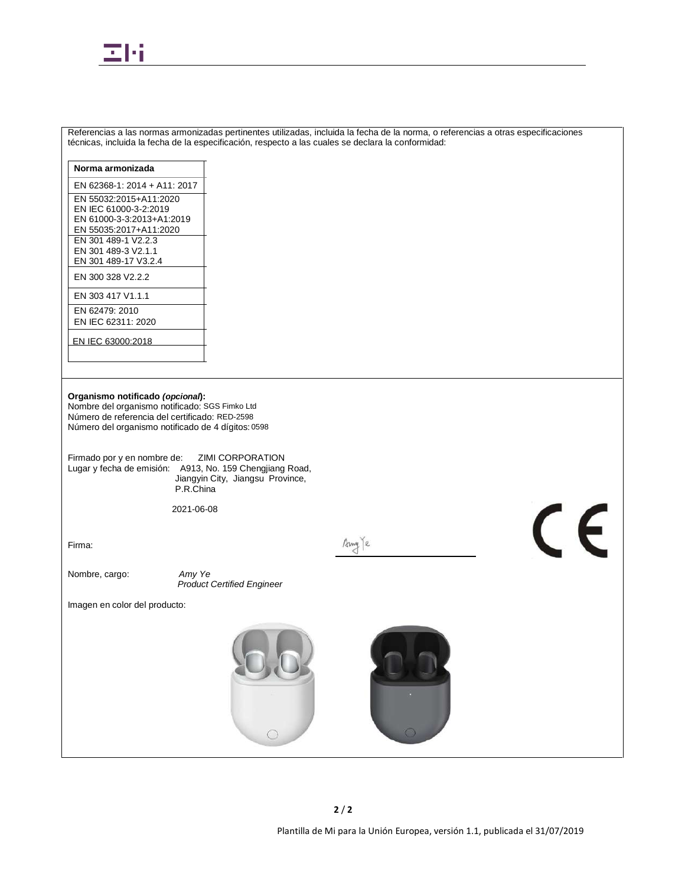Referencias a las normas armonizadas pertinentes utilizadas, incluida la fecha de la norma, o referencias a otras especificaciones técnicas, incluida la fecha de la especificación, respecto a las cuales se declara la conformidad:

| Norma armonizada |
|---|
| EN 62368-1: 2014 + A11: 2017 |
| EN 55032:2015+A11:2020<br>EN IEC 61000-3-2:2019<br>EN 61000-3-3:2013+A1:2019<br>EN 55035:2017+A11:2020 |
| EN 301 489-1 V2.2.3<br>EN 301 489-3 V2.1.1<br>EN 301 489-17 V3.2.4 |
| EN 300 328 V2.2.2 |
| EN 303 417 V1.1.1 |
| EN 62479: 2010<br>EN IEC 62311: 2020 |
| EN IEC 63000:2018 |
| |

**Organismo notificado *(opcional)*:**
Nombre del organismo notificado: SGS Fimko Ltd
Número de referencia del certificado: RED-2598
Número del organismo notificado de 4 dígitos: 0598

Firmado por y en nombre de: ZIMI CORPORATION
Lugar y fecha de emisión: A913, No. 159 Chengjiang Road, Jiangyin City, Jiangsu Province, P.R.China

2021-06-08

Firma:

Nombre, cargo: *Amy Ye*
*Product Certified Engineer*

Imagen en color del producto:

Plantilla de Mi para la Unión Europea, versión 1.1, publicada el 31/07/2019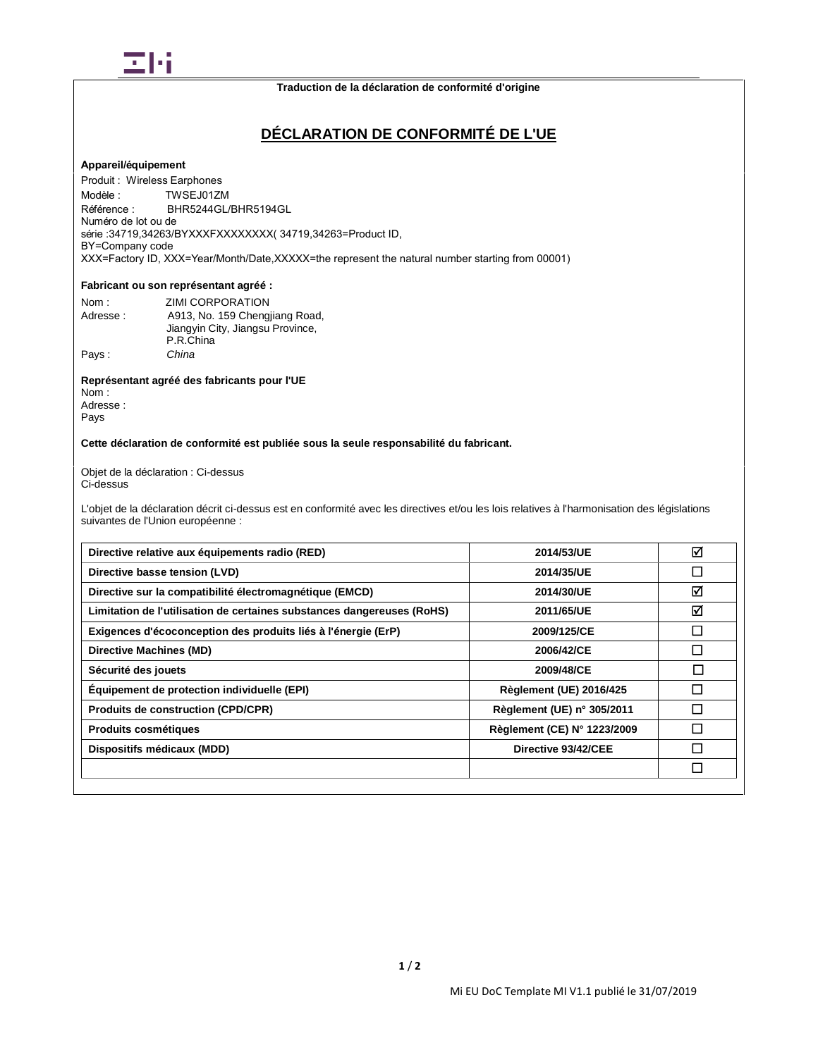**Traduction de la déclaration de conformité d'origine**

# DÉCLARATION DE CONFORMITÉ DE L'UE

**Appareil/équipement**

Produit : Wireless Earphones
Modèle : TWSEJ01ZM
Référence : BHR5244GL/BHR5194GL
Numéro de lot ou de
série :34719,34263/BYXXXFXXXXXXXX( 34719,34263=Product ID,
BY=Company code
XXX=Factory ID, XXX=Year/Month/Date,XXXXX=the represent the natural number starting from 00001)

**Fabricant ou son représentant agréé :**

Nom : ZIMI CORPORATION
Adresse : A913, No. 159 Chengjiang Road,
Jiangyin City, Jiangsu Province,
P.R.China
Pays : *China*

**Représentant agréé des fabricants pour l'UE**

Nom :
Adresse :
Pays

**Cette déclaration de conformité est publiée sous la seule responsabilité du fabricant.**

Objet de la déclaration : Ci-dessus
Ci-dessus

L'objet de la déclaration décrit ci-dessus est en conformité avec les directives et/ou les lois relatives à l'harmonisation des législations suivantes de l'Union européenne :

| | | |
|---|---|---|
| **Directive relative aux équipements radio (RED)** | **2014/53/UE** | ☑ |
| **Directive basse tension (LVD)** | **2014/35/UE** | ☐ |
| **Directive sur la compatibilité électromagnétique (EMCD)** | **2014/30/UE** | ☑ |
| **Limitation de l'utilisation de certaines substances dangereuses (RoHS)** | **2011/65/UE** | ☑ |
| **Exigences d'écoconception des produits liés à l'énergie (ErP)** | **2009/125/CE** | ☐ |
| **Directive Machines (MD)** | **2006/42/CE** | ☐ |
| **Sécurité des jouets** | **2009/48/CE** | ☐ |
| **Équipement de protection individuelle (EPI)** | **Règlement (UE) 2016/425** | ☐ |
| **Produits de construction (CPD/CPR)** | **Règlement (UE) n° 305/2011** | ☐ |
| **Produits cosmétiques** | **Règlement (CE) N° 1223/2009** | ☐ |
| **Dispositifs médicaux (MDD)** | **Directive 93/42/CEE** | ☐ |
| | | ☐ |

Mi EU DoC Template MI V1.1 publié le 31/07/2019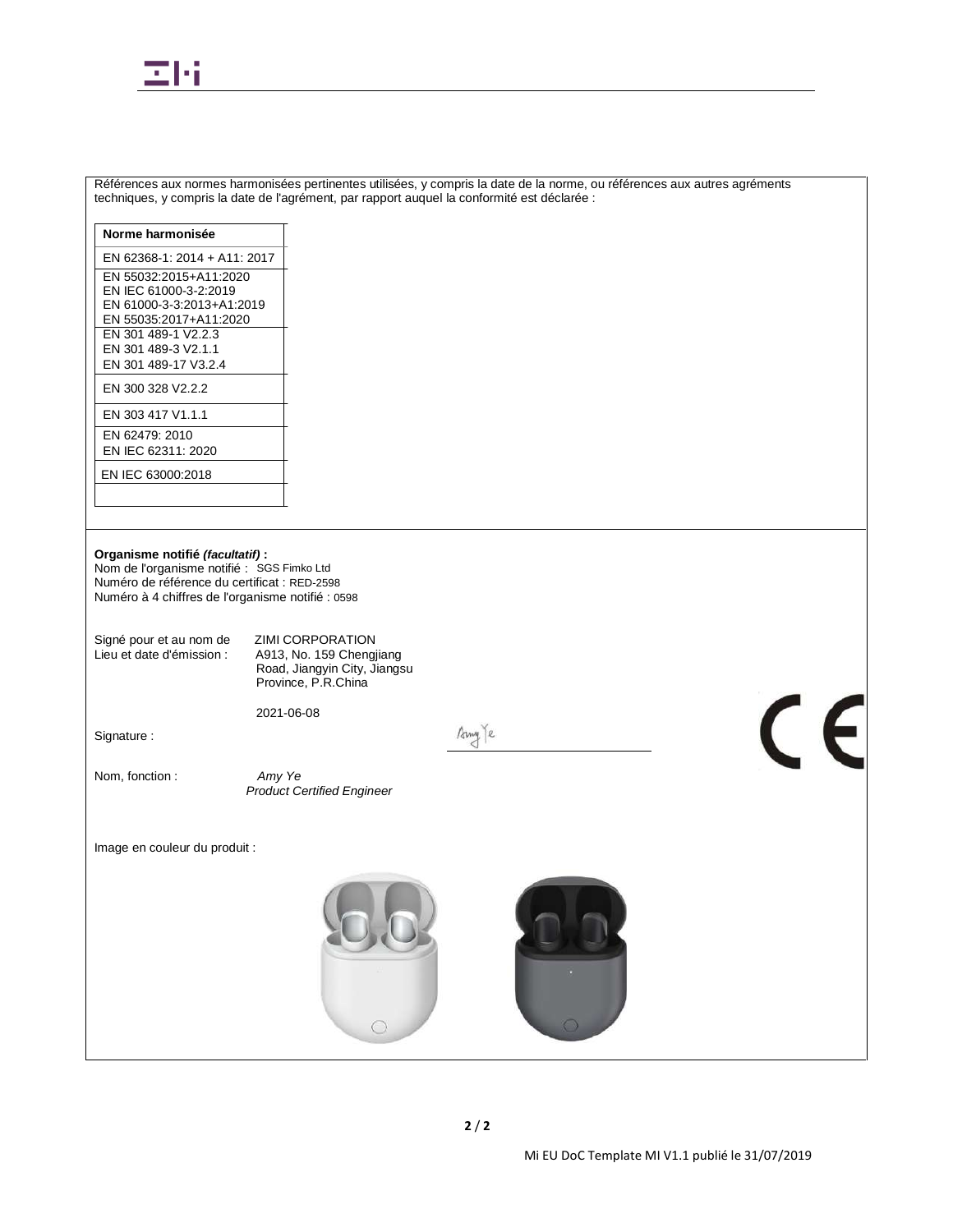Références aux normes harmonisées pertinentes utilisées, y compris la date de la norme, ou références aux autres agréments techniques, y compris la date de l'agrément, par rapport auquel la conformité est déclarée :

| Norme harmonisée |
| --- |
| EN 62368-1: 2014 + A11: 2017 |
| EN 55032:2015+A11:2020<br>EN IEC 61000-3-2:2019<br>EN 61000-3-3:2013+A1:2019<br>EN 55035:2017+A11:2020 |
| EN 301 489-1 V2.2.3<br>EN 301 489-3 V2.1.1<br>EN 301 489-17 V3.2.4 |
| EN 300 328 V2.2.2 |
| EN 303 417 V1.1.1 |
| EN 62479: 2010<br>EN IEC 62311: 2020 |
| EN IEC 63000:2018 |
| |

**Organisme notifié *(facultatif)* :**
Nom de l'organisme notifié : SGS Fimko Ltd
Numéro de référence du certificat : RED-2598
Numéro à 4 chiffres de l'organisme notifié : 0598

Signé pour et au nom de ZIMI CORPORATION
Lieu et date d'émission : A913, No. 159 Chengjiang Road, Jiangyin City, Jiangsu Province, P.R.China

2021-06-08

Signature : Amy Ye

Nom, fonction : *Amy Ye*
*Product Certified Engineer*

Image en couleur du produit :

Mi EU DoC Template MI V1.1 publié le 31/07/2019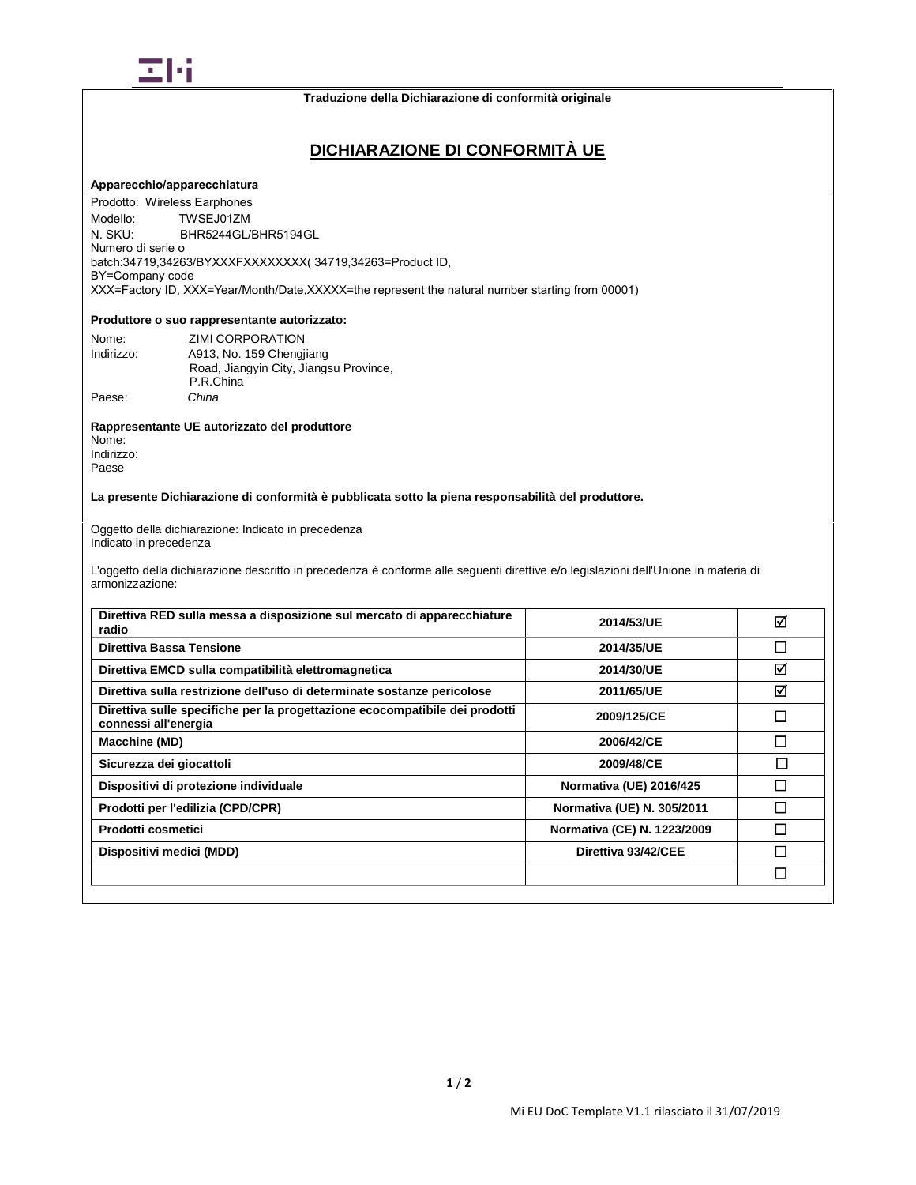Traduzione della Dichiarazione di conformità originale

## DICHIARAZIONE DI CONFORMITÀ UE

**Apparecchio/apparecchiatura**

Prodotto: Wireless Earphones
Modello: TWSEJ01ZM
N. SKU: BHR5244GL/BHR5194GL
Numero di serie o
batch:34719,34263/BYXXXFXXXXXXXX( 34719,34263=Product ID,
BY=Company code
XXX=Factory ID, XXX=Year/Month/Date,XXXXX=the represent the natural number starting from 00001)

**Produttore o suo rappresentante autorizzato:**

Nome: ZIMI CORPORATION
Indirizzo: A913, No. 159 Chengjiang Road, Jiangyin City, Jiangsu Province, P.R.China
Paese: *China*

**Rappresentante UE autorizzato del produttore**

Nome:
Indirizzo:
Paese

**La presente Dichiarazione di conformità è pubblicata sotto la piena responsabilità del produttore.**

Oggetto della dichiarazione: Indicato in precedenza
Indicato in precedenza

L'oggetto della dichiarazione descritto in precedenza è conforme alle seguenti direttive e/o legislazioni dell'Unione in materia di armonizzazione:

| | | |
|---|---|---|
| **Direttiva RED sulla messa a disposizione sul mercato di apparecchiature radio** | **2014/53/UE** | ☑ |
| **Direttiva Bassa Tensione** | **2014/35/UE** | ☐ |
| **Direttiva EMCD sulla compatibilità elettromagnetica** | **2014/30/UE** | ☑ |
| **Direttiva sulla restrizione dell'uso di determinate sostanze pericolose** | **2011/65/UE** | ☑ |
| **Direttiva sulle specifiche per la progettazione ecocompatibile dei prodotti connessi all'energia** | **2009/125/CE** | ☐ |
| **Macchine (MD)** | **2006/42/CE** | ☐ |
| **Sicurezza dei giocattoli** | **2009/48/CE** | ☐ |
| **Dispositivi di protezione individuale** | **Normativa (UE) 2016/425** | ☐ |
| **Prodotti per l'edilizia (CPD/CPR)** | **Normativa (UE) N. 305/2011** | ☐ |
| **Prodotti cosmetici** | **Normativa (CE) N. 1223/2009** | ☐ |
| **Dispositivi medici (MDD)** | **Direttiva 93/42/CEE** | ☐ |
| | | ☐ |

Mi EU DoC Template V1.1 rilasciato il 31/07/2019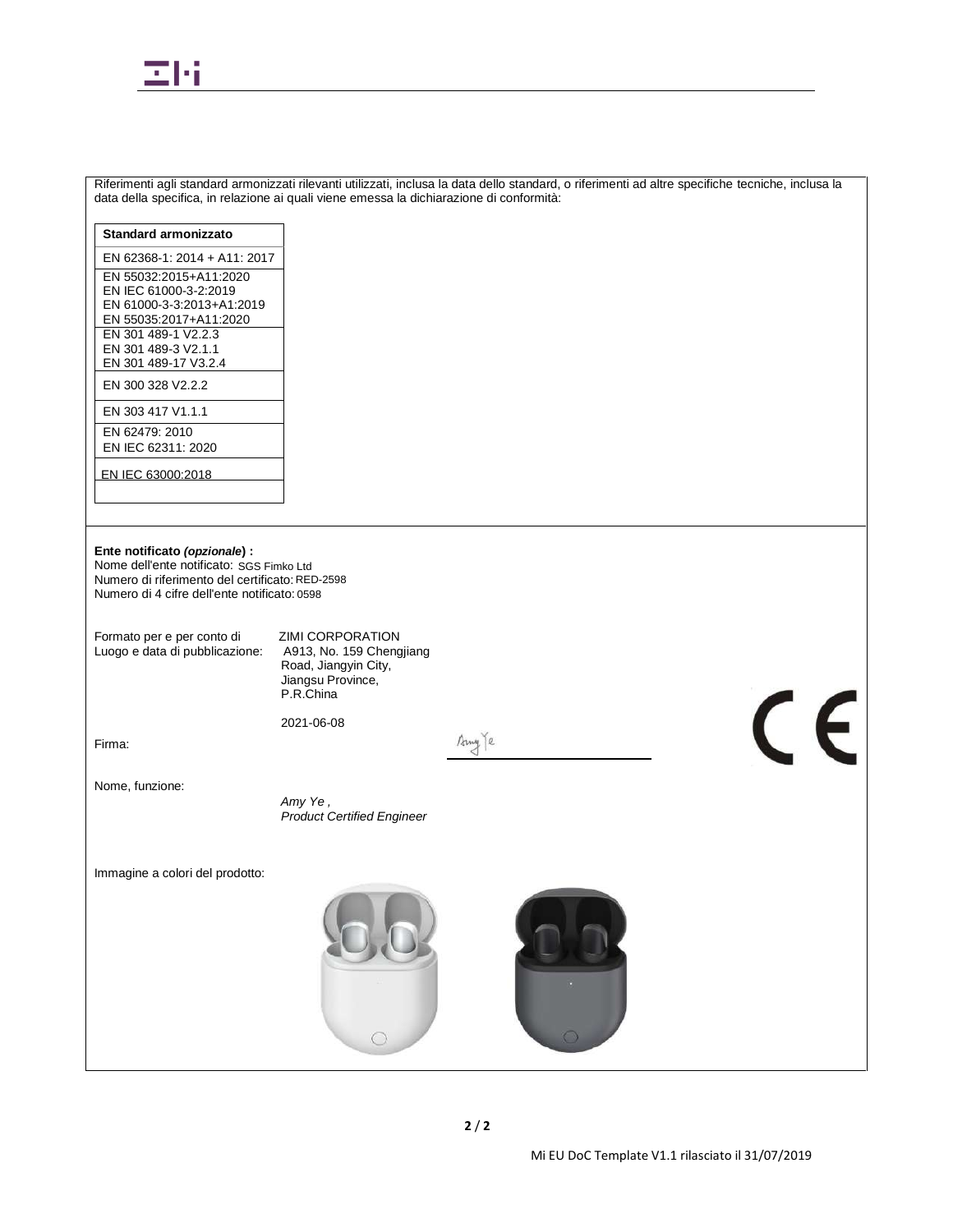Riferimenti agli standard armonizzati rilevanti utilizzati, inclusa la data dello standard, o riferimenti ad altre specifiche tecniche, inclusa la data della specifica, in relazione ai quali viene emessa la dichiarazione di conformità:

| Standard armonizzato |
| --- |
| EN 62368-1: 2014 + A11: 2017 |
| EN 55032:2015+A11:2020<br>EN IEC 61000-3-2:2019<br>EN 61000-3-3:2013+A1:2019<br>EN 55035:2017+A11:2020 |
| EN 301 489-1 V2.2.3<br>EN 301 489-3 V2.1.1<br>EN 301 489-17 V3.2.4 |
| EN 300 328 V2.2.2 |
| EN 303 417 V1.1.1 |
| EN 62479: 2010<br>EN IEC 62311: 2020 |
| EN IEC 63000:2018 |
| |

**Ente notificato *(opzionale*) :**
Nome dell'ente notificato: SGS Fimko Ltd
Numero di riferimento del certificato: RED-2598
Numero di 4 cifre dell'ente notificato: 0598

Formato per e per conto di: ZIMI CORPORATION
Luogo e data di pubblicazione: A913, No. 159 Chengjiang Road, Jiangyin City, Jiangsu Province, P.R.China

2021-06-08

Firma: Amy Ye

Nome, funzione:
*Amy Ye ,*
*Product Certified Engineer*

CE

Immagine a colori del prodotto:

Mi EU DoC Template V1.1 rilasciato il 31/07/2019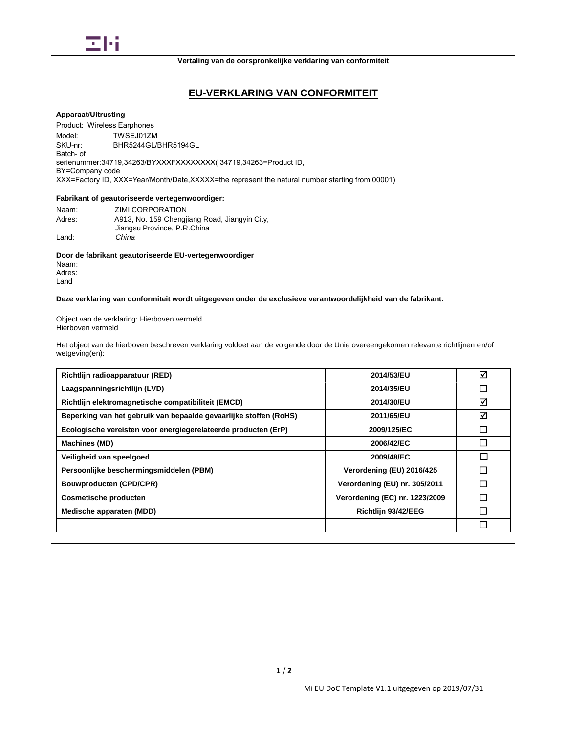Vertaling van de oorspronkelijke verklaring van conformiteit

# EU-VERKLARING VAN CONFORMITEIT

**Apparaat/Uitrusting**

Product: Wireless Earphones
Model: TWSEJ01ZM
SKU-nr: BHR5244GL/BHR5194GL
Batch- of serienummer:34719,34263/BYXXXFXXXXXXXX( 34719,34263=Product ID, BY=Company code
XXX=Factory ID, XXX=Year/Month/Date,XXXXX=the represent the natural number starting from 00001)

**Fabrikant of geautoriseerde vertegenwoordiger:**

Naam: ZIMI CORPORATION
Adres: A913, No. 159 Chengjiang Road, Jiangyin City, Jiangsu Province, P.R.China
Land: *China*

**Door de fabrikant geautoriseerde EU-vertegenwoordiger**

Naam:
Adres:
Land

**Deze verklaring van conformiteit wordt uitgegeven onder de exclusieve verantwoordelijkheid van de fabrikant.**

Object van de verklaring: Hierboven vermeld
Hierboven vermeld

Het object van de hierboven beschreven verklaring voldoet aan de volgende door de Unie overeengekomen relevante richtlijnen en/of wetgeving(en):

| | | |
|---|---|---|
| **Richtlijn radioapparatuur (RED)** | **2014/53/EU** | ☑ |
| **Laagspanningsrichtlijn (LVD)** | **2014/35/EU** | ☐ |
| **Richtlijn elektromagnetische compatibiliteit (EMCD)** | **2014/30/EU** | ☑ |
| **Beperking van het gebruik van bepaalde gevaarlijke stoffen (RoHS)** | **2011/65/EU** | ☑ |
| **Ecologische vereisten voor energiegerelateerde producten (ErP)** | **2009/125/EC** | ☐ |
| **Machines (MD)** | **2006/42/EC** | ☐ |
| **Veiligheid van speelgoed** | **2009/48/EC** | ☐ |
| **Persoonlijke beschermingsmiddelen (PBM)** | **Verordening (EU) 2016/425** | ☐ |
| **Bouwproducten (CPD/CPR)** | **Verordening (EU) nr. 305/2011** | ☐ |
| **Cosmetische producten** | **Verordening (EC) nr. 1223/2009** | ☐ |
| **Medische apparaten (MDD)** | **Richtlijn 93/42/EEG** | ☐ |
| | | ☐ |

Mi EU DoC Template V1.1 uitgegeven op 2019/07/31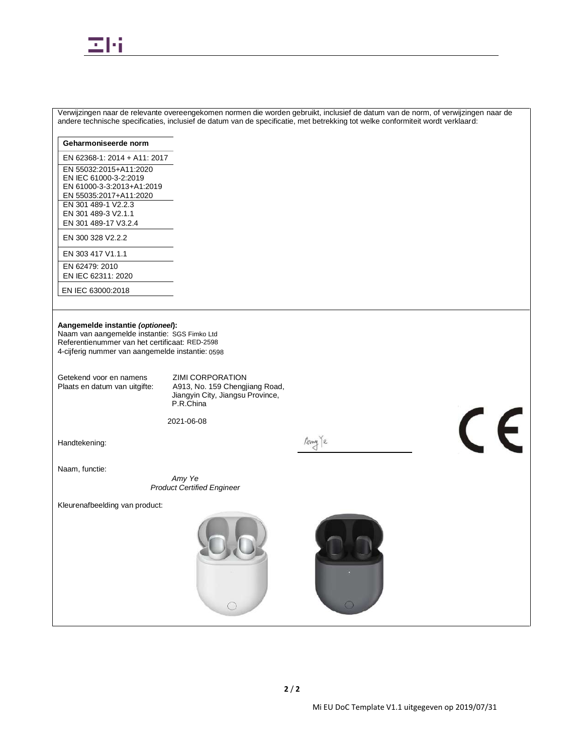Verwijzingen naar de relevante overeengekomen normen die worden gebruikt, inclusief de datum van de norm, of verwijzingen naar de andere technische specificaties, inclusief de datum van de specificatie, met betrekking tot welke conformiteit wordt verklaard:

| Geharmoniseerde norm |
| --- |
| EN 62368-1: 2014 + A11: 2017 |
| EN 55032:2015+A11:2020<br>EN IEC 61000-3-2:2019<br>EN 61000-3-3:2013+A1:2019<br>EN 55035:2017+A11:2020 |
| EN 301 489-1 V2.2.3<br>EN 301 489-3 V2.1.1<br>EN 301 489-17 V3.2.4 |
| EN 300 328 V2.2.2 |
| EN 303 417 V1.1.1 |
| EN 62479: 2010<br>EN IEC 62311: 2020 |
| EN IEC 63000:2018 |

**Aangemelde instantie *(optioneel*):**
Naam van aangemelde instantie: SGS Fimko Ltd
Referentienummer van het certificaat: RED-2598
4-cijferig nummer van aangemelde instantie: 0598

Getekend voor en namens: ZIMI CORPORATION
Plaats en datum van uitgifte: A913, No. 159 Chengjiang Road, Jiangyin City, Jiangsu Province, P.R.China

2021-06-08

Handtekening: Amy Ye

Naam, functie:
*Amy Ye*
*Product Certified Engineer*

Kleurenafbeelding van product:

Mi EU DoC Template V1.1 uitgegeven op 2019/07/31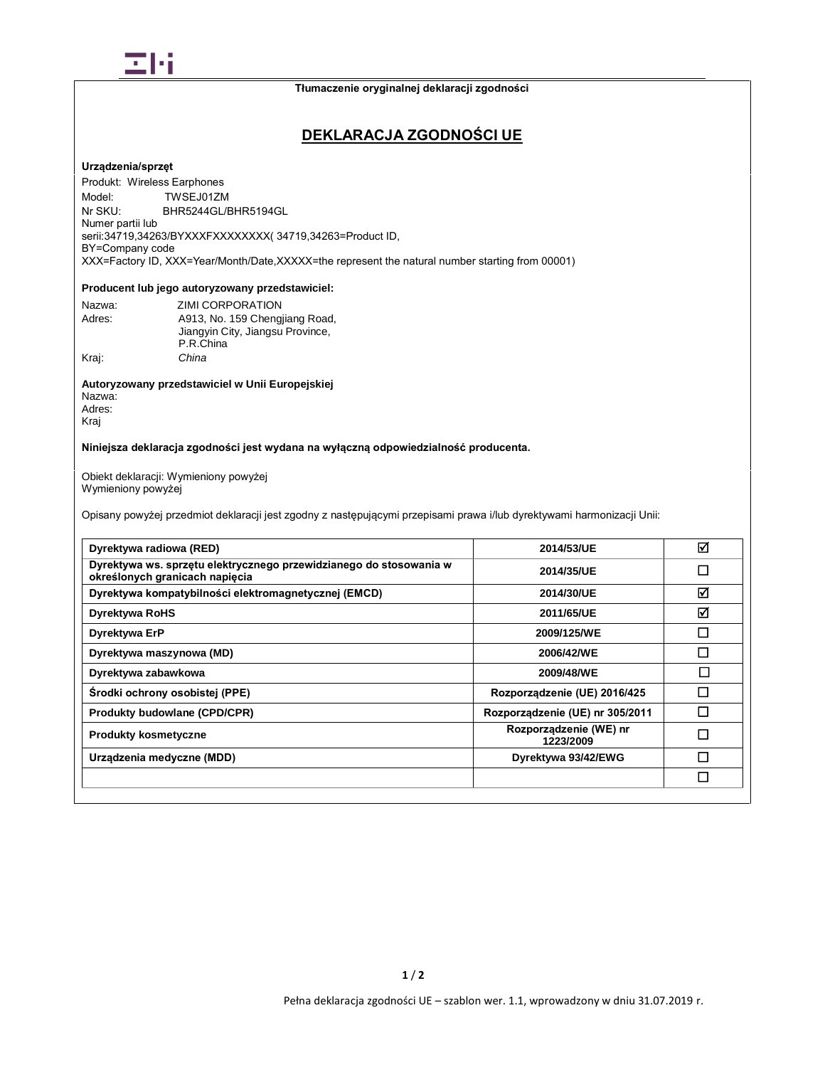Tłumaczenie oryginalnej deklaracji zgodności

# DEKLARACJA ZGODNOŚCI UE

**Urządzenia/sprzęt**

Produkt: Wireless Earphones
Model: TWSEJ01ZM
Nr SKU: BHR5244GL/BHR5194GL
Numer partii lub serii:34719,34263/BYXXXFXXXXXXXX( 34719,34263=Product ID,
BY=Company code
XXX=Factory ID, XXX=Year/Month/Date,XXXXX=the represent the natural number starting from 00001)

**Producent lub jego autoryzowany przedstawiciel:**

Nazwa: ZIMI CORPORATION
Adres: A913, No. 159 Chengjiang Road, Jiangyin City, Jiangsu Province, P.R.China
Kraj: *China*

**Autoryzowany przedstawiciel w Unii Europejskiej**
Nazwa:
Adres:
Kraj

**Niniejsza deklaracja zgodności jest wydana na wyłączną odpowiedzialność producenta.**

Obiekt deklaracji: Wymieniony powyżej
Wymieniony powyżej

Opisany powyżej przedmiot deklaracji jest zgodny z następującymi przepisami prawa i/lub dyrektywami harmonizacji Unii:

| | | |
|---|---|---|
| **Dyrektywa radiowa (RED)** | **2014/53/UE** | ☑ |
| **Dyrektywa ws. sprzętu elektrycznego przewidzianego do stosowania w określonych granicach napięcia** | **2014/35/UE** | ☐ |
| **Dyrektywa kompatybilności elektromagnetycznej (EMCD)** | **2014/30/UE** | ☑ |
| **Dyrektywa RoHS** | **2011/65/UE** | ☑ |
| **Dyrektywa ErP** | **2009/125/WE** | ☐ |
| **Dyrektywa maszynowa (MD)** | **2006/42/WE** | ☐ |
| **Dyrektywa zabawkowa** | **2009/48/WE** | ☐ |
| **Środki ochrony osobistej (PPE)** | **Rozporządzenie (UE) 2016/425** | ☐ |
| **Produkty budowlane (CPD/CPR)** | **Rozporządzenie (UE) nr 305/2011** | ☐ |
| **Produkty kosmetyczne** | **Rozporządzenie (WE) nr 1223/2009** | ☐ |
| **Urządzenia medyczne (MDD)** | **Dyrektywa 93/42/EWG** | ☐ |
| | | ☐ |

Pełna deklaracja zgodności UE – szablon wer. 1.1, wprowadzony w dniu 31.07.2019 r.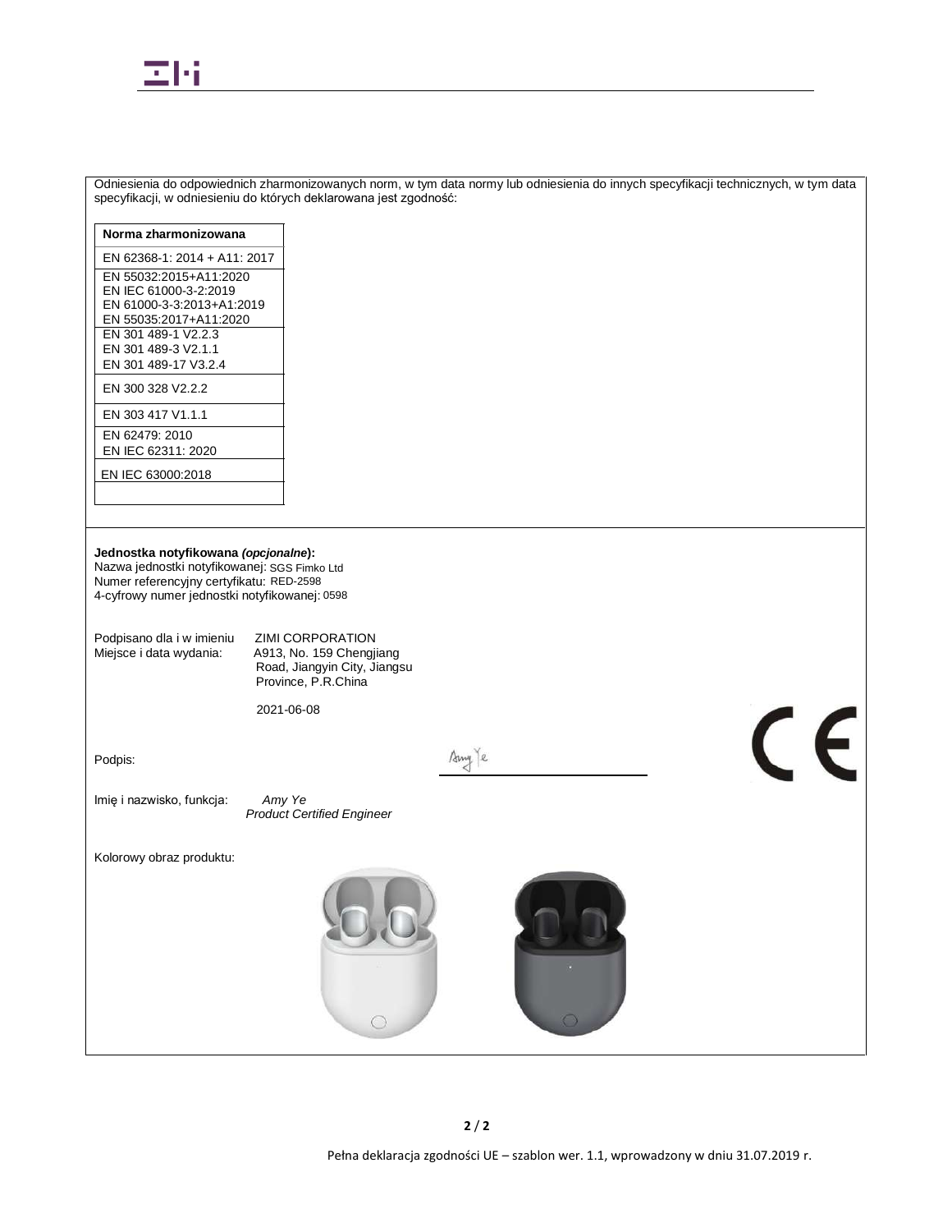Odniesienia do odpowiednich zharmonizowanych norm, w tym data normy lub odniesienia do innych specyfikacji technicznych, w tym data specyfikacji, w odniesieniu do których deklarowana jest zgodność:

| Norma zharmonizowana |
|---|
| EN 62368-1: 2014 + A11: 2017 |
| EN 55032:2015+A11:2020<br>EN IEC 61000-3-2:2019<br>EN 61000-3-3:2013+A1:2019<br>EN 55035:2017+A11:2020 |
| EN 301 489-1 V2.2.3<br>EN 301 489-3 V2.1.1<br>EN 301 489-17 V3.2.4 |
| EN 300 328 V2.2.2 |
| EN 303 417 V1.1.1 |
| EN 62479: 2010<br>EN IEC 62311: 2020 |
| EN IEC 63000:2018 |
| |

**Jednostka notyfikowana *(opcjonalne)*:**
Nazwa jednostki notyfikowanej: SGS Fimko Ltd
Numer referencyjny certyfikatu: RED-2598
4-cyfrowy numer jednostki notyfikowanej: 0598

Podpisano dla i w imieniu: ZIMI CORPORATION
Miejsce i data wydania: A913, No. 159 Chengjiang Road, Jiangyin City, Jiangsu Province, P.R.China

2021-06-08

Podpis: Amy Ye

Imię i nazwisko, funkcja: *Amy Ye*
*Product Certified Engineer*

CE

Kolorowy obraz produktu:

Pełna deklaracja zgodności UE – szablon wer. 1.1, wprowadzony w dniu 31.07.2019 r.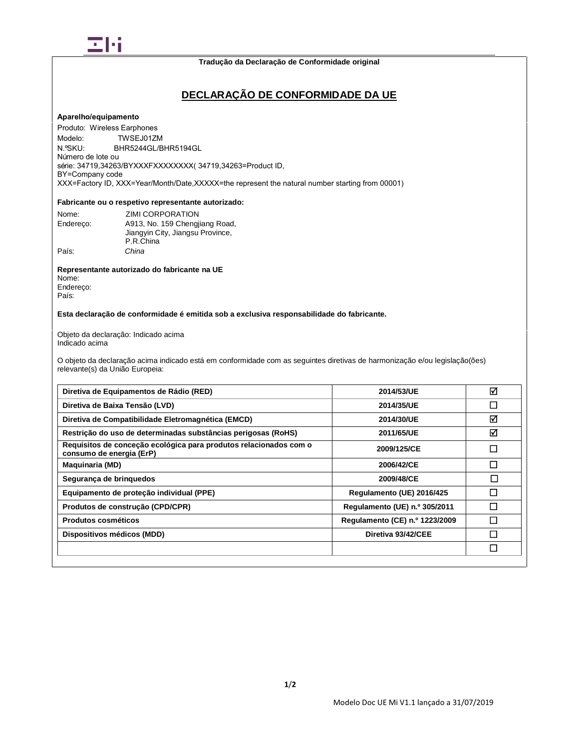Tradução da Declaração de Conformidade original

# DECLARAÇÃO DE CONFORMIDADE DA UE

**Aparelho/equipamento**

Produto: Wireless Earphones
Modelo: TWSEJ01ZM
N.ºSKU: BHR5244GL/BHR5194GL
Número de lote ou
série: 34719,34263/BYXXXFXXXXXXXX( 34719,34263=Product ID,
BY=Company code
XXX=Factory ID, XXX=Year/Month/Date,XXXXX=the represent the natural number starting from 00001)

**Fabricante ou o respetivo representante autorizado:**

Nome: ZIMI CORPORATION
Endereço: A913, No. 159 Chengjiang Road,
Jiangyin City, Jiangsu Province,
P.R.China
País: *China*

**Representante autorizado do fabricante na UE**
Nome:
Endereço:
País:

**Esta declaração de conformidade é emitida sob a exclusiva responsabilidade do fabricante.**

Objeto da declaração: Indicado acima
Indicado acima

O objeto da declaração acima indicado está em conformidade com as seguintes diretivas de harmonização e/ou legislação(ões) relevante(s) da União Europeia:

| | | |
|---|---|---|
| **Diretiva de Equipamentos de Rádio (RED)** | **2014/53/UE** | ☑ |
| **Diretiva de Baixa Tensão (LVD)** | **2014/35/UE** | ☐ |
| **Diretiva de Compatibilidade Eletromagnética (EMCD)** | **2014/30/UE** | ☑ |
| **Restrição do uso de determinadas substâncias perigosas (RoHS)** | **2011/65/UE** | ☑ |
| **Requisitos de conceção ecológica para produtos relacionados com o consumo de energia (ErP)** | **2009/125/CE** | ☐ |
| **Maquinaria (MD)** | **2006/42/CE** | ☐ |
| **Segurança de brinquedos** | **2009/48/CE** | ☐ |
| **Equipamento de proteção individual (PPE)** | **Regulamento (UE) 2016/425** | ☐ |
| **Produtos de construção (CPD/CPR)** | **Regulamento (UE) n.º 305/2011** | ☐ |
| **Produtos cosméticos** | **Regulamento (CE) n.º 1223/2009** | ☐ |
| **Dispositivos médicos (MDD)** | **Diretiva 93/42/CEE** | ☐ |
| | | ☐ |

Modelo Doc UE Mi V1.1 lançado a 31/07/2019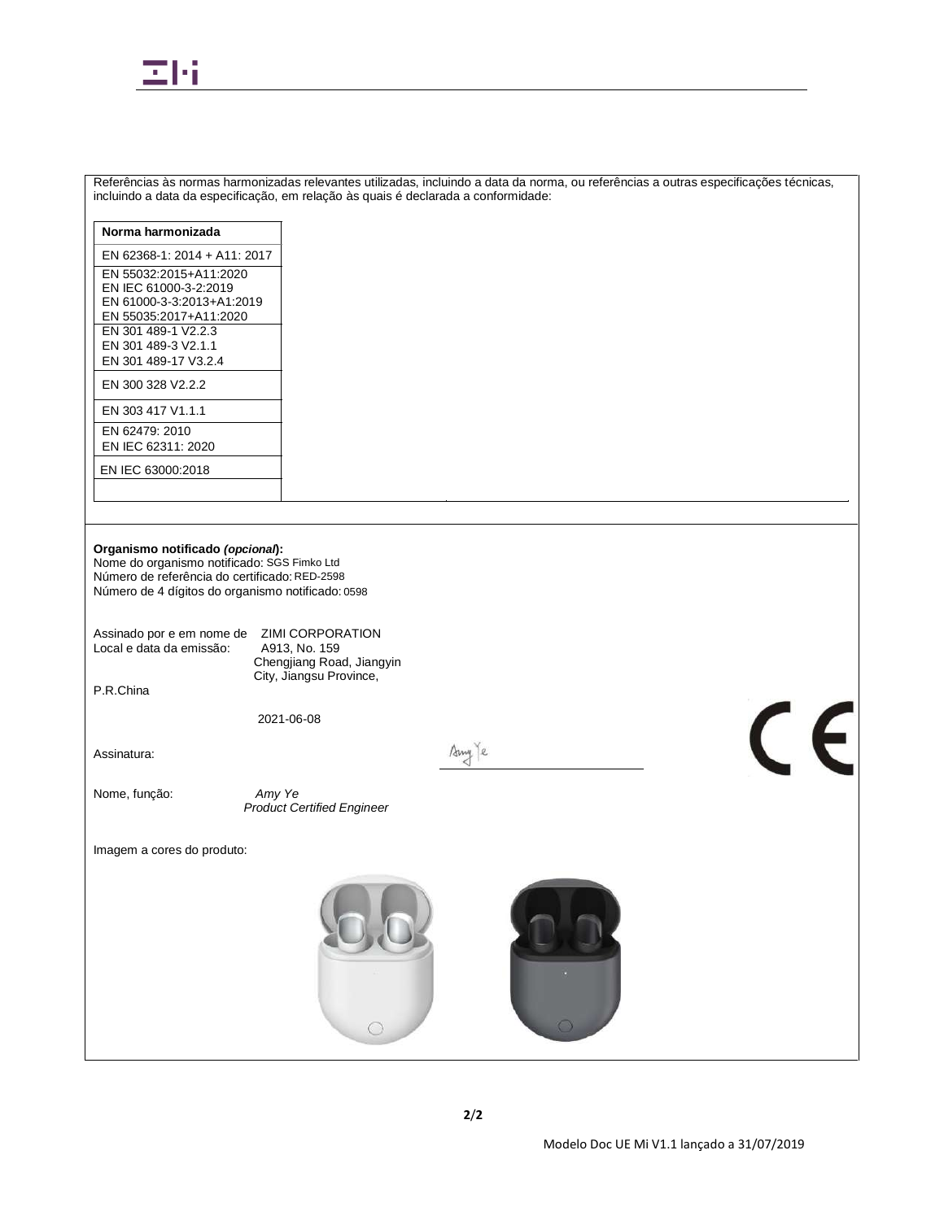Referências às normas harmonizadas relevantes utilizadas, incluindo a data da norma, ou referências a outras especificações técnicas, incluindo a data da especificação, em relação às quais é declarada a conformidade:

| Norma harmonizada |
| --- |
| EN 62368-1: 2014 + A11: 2017 |
| EN 55032:2015+A11:2020<br>EN IEC 61000-3-2:2019<br>EN 61000-3-3:2013+A1:2019<br>EN 55035:2017+A11:2020 |
| EN 301 489-1 V2.2.3<br>EN 301 489-3 V2.1.1<br>EN 301 489-17 V3.2.4 |
| EN 300 328 V2.2.2 |
| EN 303 417 V1.1.1 |
| EN 62479: 2010<br>EN IEC 62311: 2020 |
| EN IEC 63000:2018 |
| |

**Organismo notificado *(opcional*):**
Nome do organismo notificado: SGS Fimko Ltd
Número de referência do certificado: RED-2598
Número de 4 dígitos do organismo notificado: 0598

Assinado por e em nome de ZIMI CORPORATION
Local e data da emissão: A913, No. 159 Chengjiang Road, Jiangyin City, Jiangsu Province, P.R.China

2021-06-08

Assinatura: Amy Ye

Nome, função: *Amy Ye*
*Product Certified Engineer*

Imagem a cores do produto:

Modelo Doc UE Mi V1.1 lançado a 31/07/2019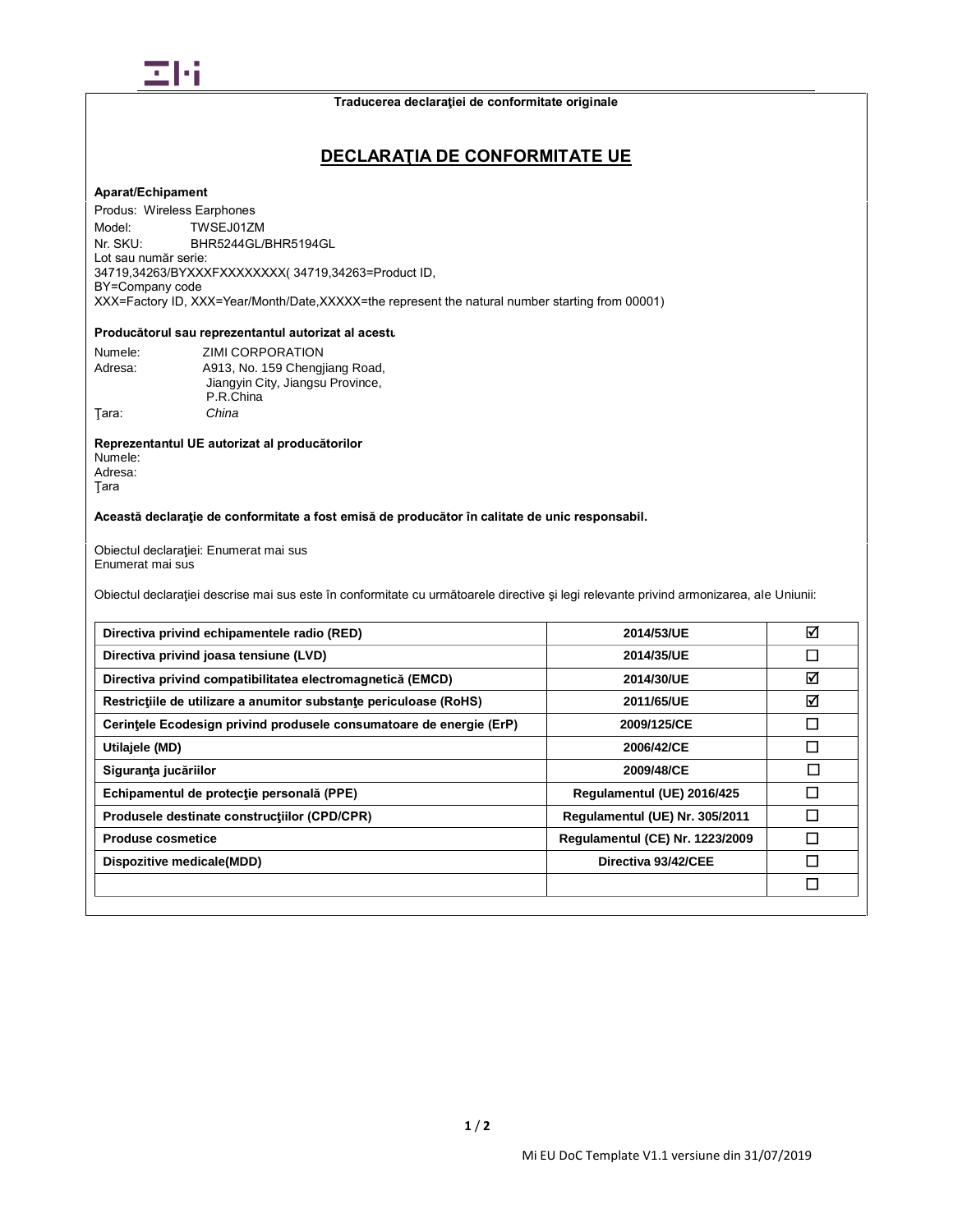Traducerea declaraţiei de conformitate originale

# DECLARAŢIA DE CONFORMITATE UE

**Aparat/Echipament**

Produs: Wireless Earphones
Model: TWSEJ01ZM
Nr. SKU: BHR5244GL/BHR5194GL
Lot sau număr serie:
34719,34263/BYXXXFXXXXXXXX( 34719,34263=Product ID,
BY=Company code
XXX=Factory ID, XXX=Year/Month/Date,XXXXX=the represent the natural number starting from 00001)

**Producătorul sau reprezentantul autorizat al acestu**

Numele: ZIMI CORPORATION
Adresa: A913, No. 159 Chengjiang Road, Jiangyin City, Jiangsu Province, P.R.China
Ţara: *China*

**Reprezentantul UE autorizat al producătorilor**

Numele:
Adresa:
Ţara

**Această declaraţie de conformitate a fost emisă de producător în calitate de unic responsabil.**

Obiectul declaraţiei: Enumerat mai sus
Enumerat mai sus

Obiectul declaraţiei descrise mai sus este în conformitate cu următoarele directive şi legi relevante privind armonizarea, ale Uniunii:

| | | |
|---|---|---|
| **Directiva privind echipamentele radio (RED)** | **2014/53/UE** | ☑ |
| **Directiva privind joasa tensiune (LVD)** | **2014/35/UE** | ☐ |
| **Directiva privind compatibilitatea electromagnetică (EMCD)** | **2014/30/UE** | ☑ |
| **Restricţiile de utilizare a anumitor substanţe periculoase (RoHS)** | **2011/65/UE** | ☑ |
| **Cerinţele Ecodesign privind produsele consumatoare de energie (ErP)** | **2009/125/CE** | ☐ |
| **Utilajele (MD)** | **2006/42/CE** | ☐ |
| **Siguranţa jucăriilor** | **2009/48/CE** | ☐ |
| **Echipamentul de protecţie personală (PPE)** | **Regulamentul (UE) 2016/425** | ☐ |
| **Produsele destinate construcţiilor (CPD/CPR)** | **Regulamentul (UE) Nr. 305/2011** | ☐ |
| **Produse cosmetice** | **Regulamentul (CE) Nr. 1223/2009** | ☐ |
| **Dispozitive medicale(MDD)** | **Directiva 93/42/CEE** | ☐ |
| | | ☐ |

Mi EU DoC Template V1.1 versiune din 31/07/2019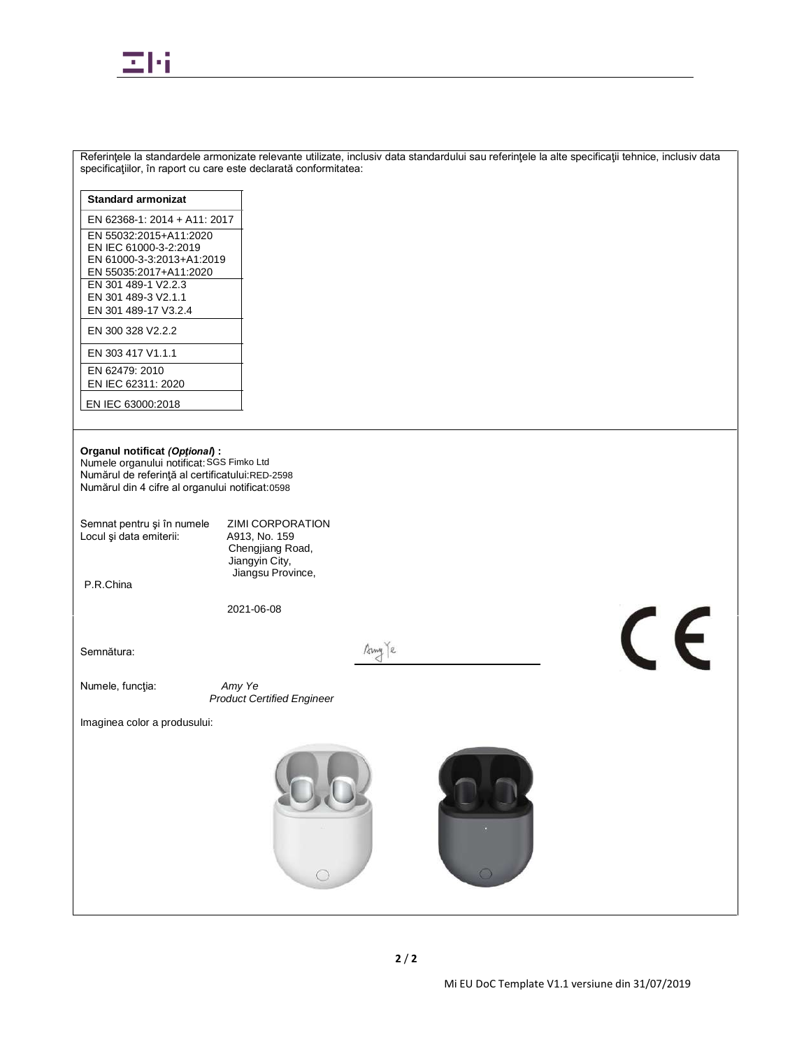Referinţele la standardele armonizate relevante utilizate, inclusiv data standardului sau referinţele la alte specificaţii tehnice, inclusiv data specificaţiilor, în raport cu care este declarată conformitatea:

| Standard armonizat |
| --- |
| EN 62368-1: 2014 + A11: 2017 |
| EN 55032:2015+A11:2020<br>EN IEC 61000-3-2:2019<br>EN 61000-3-3:2013+A1:2019<br>EN 55035:2017+A11:2020 |
| EN 301 489-1 V2.2.3<br>EN 301 489-3 V2.1.1<br>EN 301 489-17 V3.2.4 |
| EN 300 328 V2.2.2 |
| EN 303 417 V1.1.1 |
| EN 62479: 2010<br>EN IEC 62311: 2020 |
| EN IEC 63000:2018 |

**Organul notificat *(Opţional)* :**
Numele organului notificat: SGS Fimko Ltd
Numărul de referinţă al certificatului: RED-2598
Numărul din 4 cifre al organului notificat: 0598

Semnat pentru şi în numele: ZIMI CORPORATION
Locul şi data emiterii: A913, No. 159 Chengjiang Road, Jiangyin City, Jiangsu Province, P.R.China

2021-06-08

Semnătura: Amy Ye

Numele, funcţia: *Amy Ye*
*Product Certified Engineer*

Imaginea color a produsului: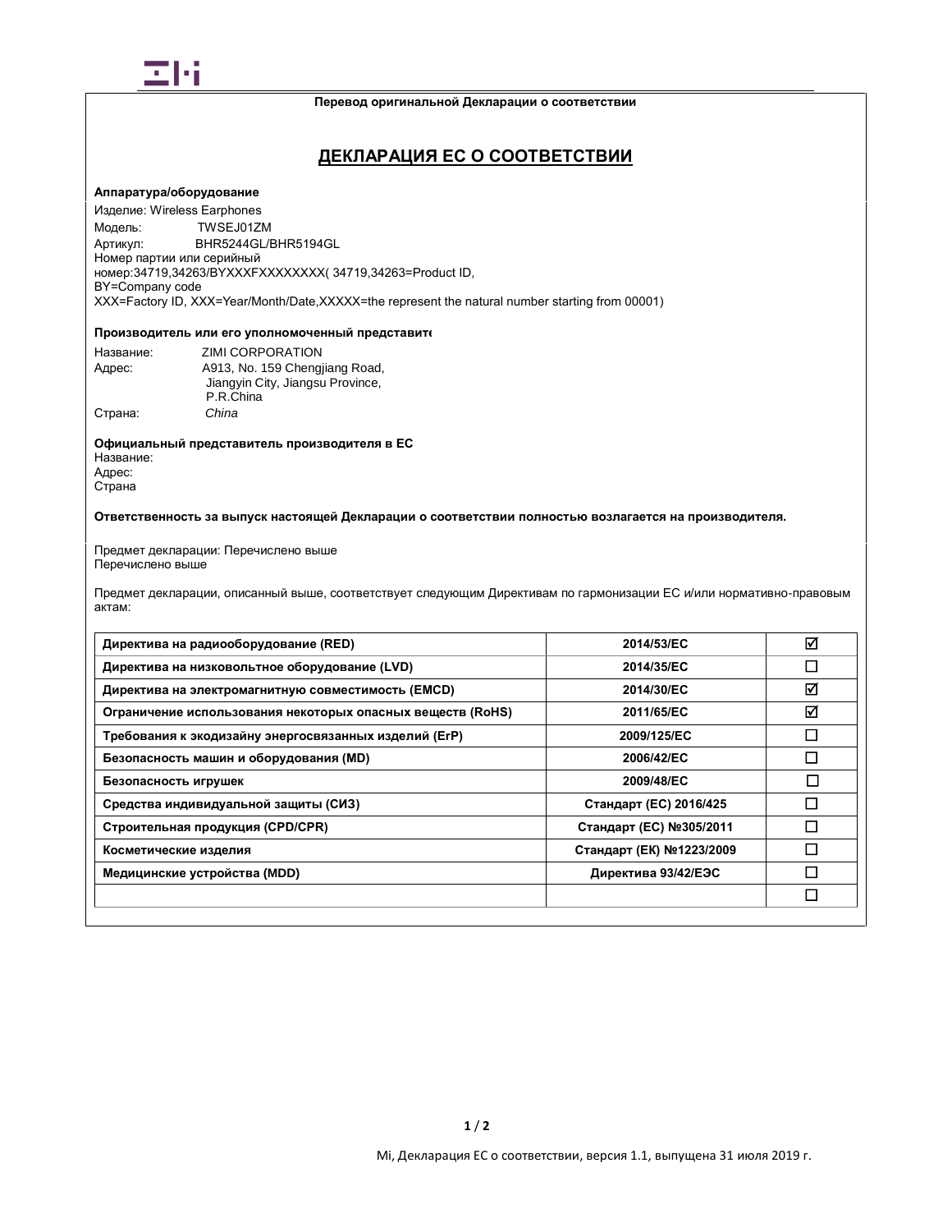**Перевод оригинальной Декларации о соответствии**

# ДЕКЛАРАЦИЯ ЕС О СООТВЕТСТВИИ

**Аппаратура/оборудование**

Изделие: Wireless Earphones
Модель: TWSEJ01ZM
Артикул: BHR5244GL/BHR5194GL
Номер партии или серийный номер:34719,34263/BYXXXFXXXXXXXXX( 34719,34263=Product ID, BY=Company code
XXX=Factory ID, XXX=Year/Month/Date,XXXXX=the represent the natural number starting from 00001)

**Производитель или его уполномоченный представите**

Название: ZIMI CORPORATION
Адрес: A913, No. 159 Chengjiang Road, Jiangyin City, Jiangsu Province, P.R.China
Страна: *China*

**Официальный представитель производителя в ЕС**

Название:
Адрес:
Страна

**Ответственность за выпуск настоящей Декларации о соответствии полностью возлагается на производителя.**

Предмет декларации: Перечислено выше
Перечислено выше

Предмет декларации, описанный выше, соответствует следующим Директивам по гармонизации ЕС и/или нормативно-правовым актам:

| | | |
|---|---|---|
| **Директива на радиооборудование (RED)** | **2014/53/EC** | ☑ |
| **Директива на низковольтное оборудование (LVD)** | **2014/35/EC** | ☐ |
| **Директива на электромагнитную совместимость (EMCD)** | **2014/30/EC** | ☑ |
| **Ограничение использования некоторых опасных веществ (RoHS)** | **2011/65/EC** | ☑ |
| **Требования к экодизайну энергосвязанных изделий (ErP)** | **2009/125/EC** | ☐ |
| **Безопасность машин и оборудования (MD)** | **2006/42/EC** | ☐ |
| **Безопасность игрушек** | **2009/48/EC** | ☐ |
| **Средства индивидуальной защиты (СИЗ)** | **Стандарт (ЕС) 2016/425** | ☐ |
| **Строительная продукция (CPD/CPR)** | **Стандарт (ЕС) №305/2011** | ☐ |
| **Косметические изделия** | **Стандарт (ЕК) №1223/2009** | ☐ |
| **Медицинские устройства (MDD)** | **Директива 93/42/ЕЭС** | ☐ |
| | | ☐ |

Mi, Декларация ЕС о соответствии, версия 1.1, выпущена 31 июля 2019 г.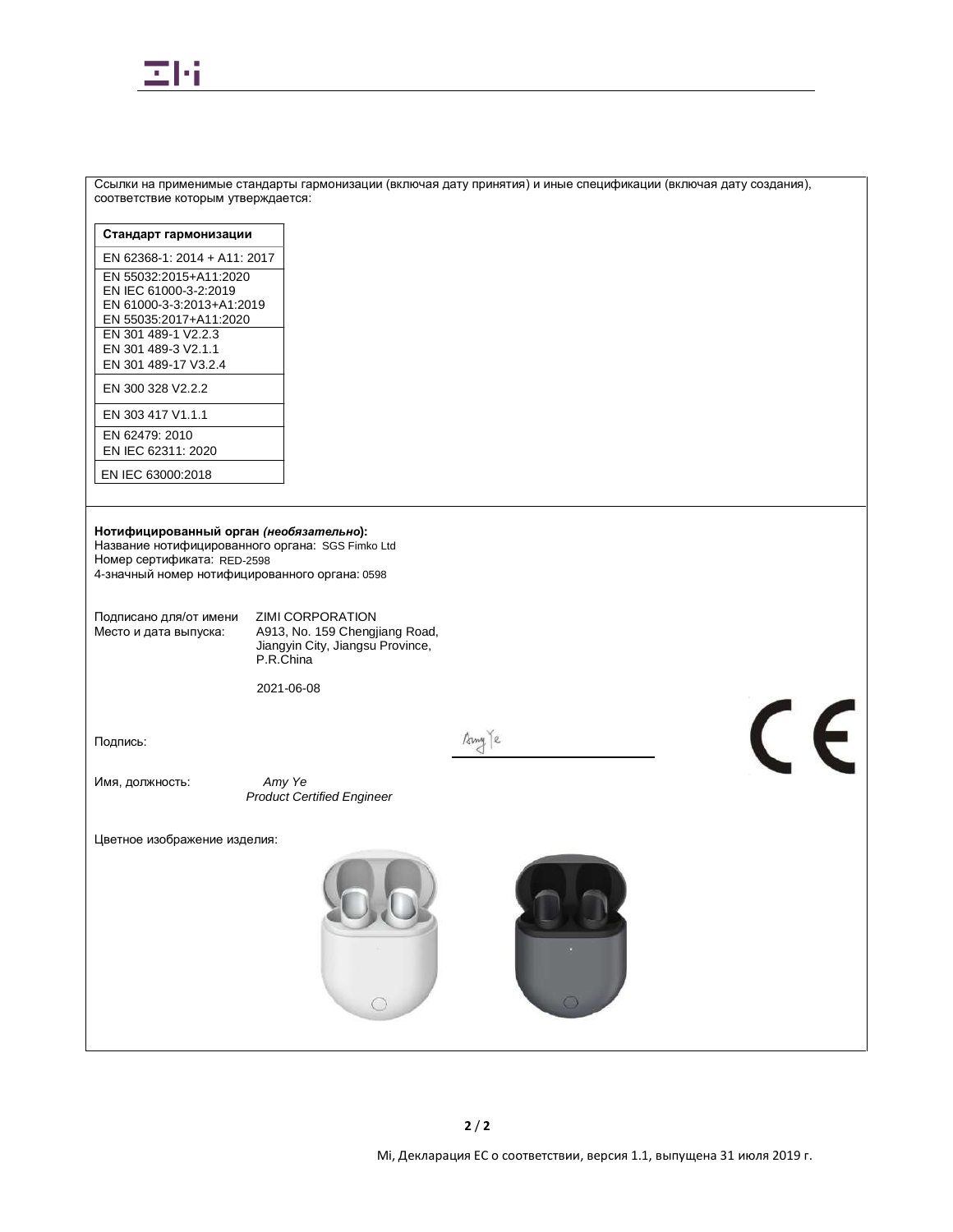Ссылки на применимые стандарты гармонизации (включая дату принятия) и иные спецификации (включая дату создания), соответствие которым утверждается:

| **Стандарт гармонизации** |
| --- |
| EN 62368-1: 2014 + A11: 2017 |
| EN 55032:2015+A11:2020<br>EN IEC 61000-3-2:2019<br>EN 61000-3-3:2013+A1:2019<br>EN 55035:2017+A11:2020 |
| EN 301 489-1 V2.2.3<br>EN 301 489-3 V2.1.1<br>EN 301 489-17 V3.2.4 |
| EN 300 328 V2.2.2 |
| EN 303 417 V1.1.1 |
| EN 62479: 2010<br>EN IEC 62311: 2020 |
| EN IEC 63000:2018 |

**Нотифицированный орган *(необязательно)*:**
Название нотифицированного органа: SGS Fimko Ltd
Номер сертификата: RED-2598
4-значный номер нотифицированного органа: 0598

Подписано для/от имени ZIMI CORPORATION
Место и дата выпуска: A913, No. 159 Chengjiang Road, Jiangyin City, Jiangsu Province, P.R.China

2021-06-08

Подпись:

Имя, должность: *Amy Ye*
*Product Certified Engineer*

Цветное изображение изделия:

Mi, Декларация ЕС о соответствии, версия 1.1, выпущена 31 июля 2019 г.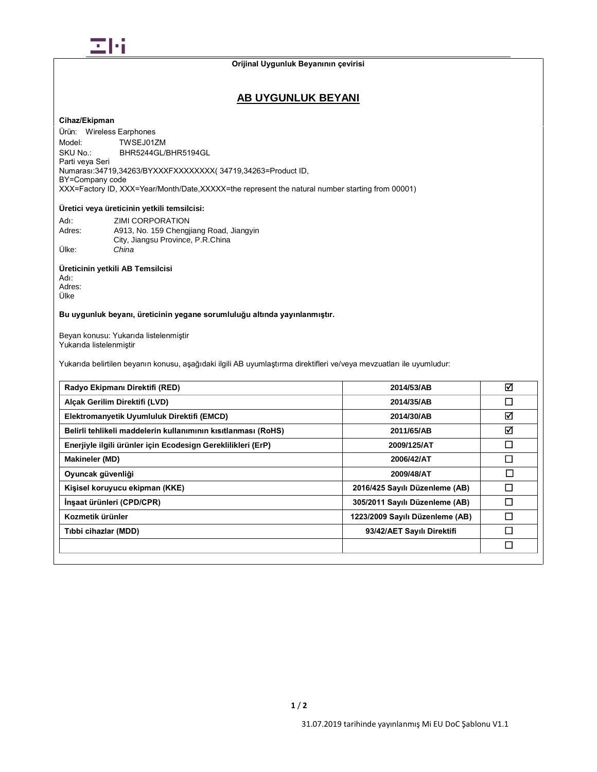Orijinal Uygunluk Beyanının çevirisi

# AB UYGUNLUK BEYANI

**Cihaz/Ekipman**

Ürün: Wireless Earphones
Model: TWSEJ01ZM
SKU No.: BHR5244GL/BHR5194GL
Parti veya Seri Numarası:34719,34263/BYXXXFXXXXXXXX( 34719,34263=Product ID,
BY=Company code
XXX=Factory ID, XXX=Year/Month/Date,XXXXX=the represent the natural number starting from 00001)

**Üretici veya üreticinin yetkili temsilcisi:**

Adı: ZIMI CORPORATION
Adres: A913, No. 159 Chengjiang Road, Jiangyin City, Jiangsu Province, P.R.China
Ülke: *China*

**Üreticinin yetkili AB Temsilcisi**

Adı:
Adres:
Ülke

**Bu uygunluk beyanı, üreticinin yegane sorumluluğu altında yayınlanmıştır.**

Beyan konusu: Yukarıda listelenmiştir
Yukarıda listelenmiştir

Yukarıda belirtilen beyanın konusu, aşağıdaki ilgili AB uyumlaştırma direktifleri ve/veya mevzuatları ile uyumludur:

| | | |
|---|---|---|
| **Radyo Ekipmanı Direktifi (RED)** | **2014/53/AB** | ☑ |
| **Alçak Gerilim Direktifi (LVD)** | **2014/35/AB** | ☐ |
| **Elektromanyetik Uyumluluk Direktifi (EMCD)** | **2014/30/AB** | ☑ |
| **Belirli tehlikeli maddelerin kullanımının kısıtlanması (RoHS)** | **2011/65/AB** | ☑ |
| **Enerjiyle ilgili ürünler için Ecodesign Gereklilikleri (ErP)** | **2009/125/AT** | ☐ |
| **Makineler (MD)** | **2006/42/AT** | ☐ |
| **Oyuncak güvenliği** | **2009/48/AT** | ☐ |
| **Kişisel koruyucu ekipman (KKE)** | **2016/425 Sayılı Düzenleme (AB)** | ☐ |
| **İnşaat ürünleri (CPD/CPR)** | **305/2011 Sayılı Düzenleme (AB)** | ☐ |
| **Kozmetik ürünler** | **1223/2009 Sayılı Düzenleme (AB)** | ☐ |
| **Tıbbi cihazlar (MDD)** | **93/42/AET Sayılı Direktifi** | ☐ |
| | | ☐ |

31.07.2019 tarihinde yayınlanmış Mi EU DoC Şablonu V1.1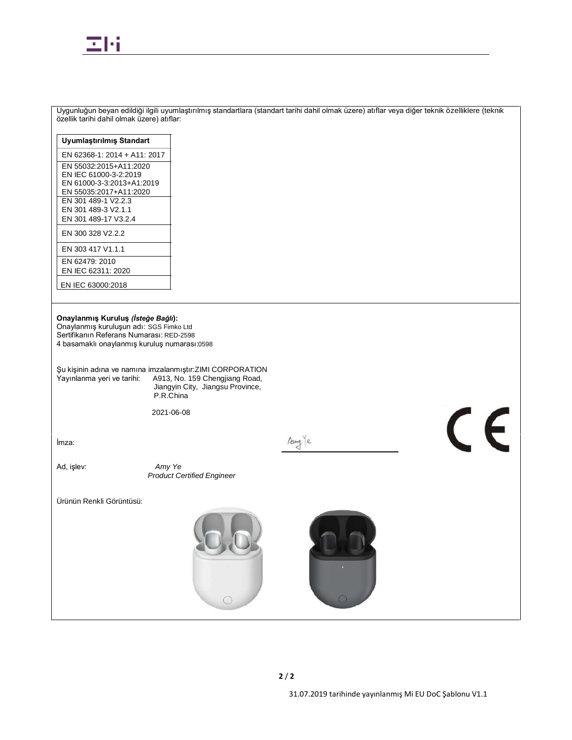Uygunluğun beyan edildiği ilgili uyumlaştırılmış standartlara (standart tarihi dahil olmak üzere) atıflar veya diğer teknik özelliklere (teknik özellik tarihi dahil olmak üzere) atıflar:

| Uyumlaştırılmış Standart |
|---|
| EN 62368-1: 2014 + A11: 2017 |
| EN 55032:2015+A11:2020<br>EN IEC 61000-3-2:2019<br>EN 61000-3-3:2013+A1:2019<br>EN 55035:2017+A11:2020 |
| EN 301 489-1 V2.2.3<br>EN 301 489-3 V2.1.1<br>EN 301 489-17 V3.2.4 |
| EN 300 328 V2.2.2 |
| EN 303 417 V1.1.1 |
| EN 62479: 2010<br>EN IEC 62311: 2020 |
| EN IEC 63000:2018 |

**Onaylanmış Kuruluş *(İsteğe Bağlı)*:**
Onaylanmış kuruluşun adı: SGS Fimko Ltd
Sertifikanın Referans Numarası: RED-2598
4 basamaklı onaylanmış kuruluş numarası:0598

Şu kişinin adına ve namına imzalanmıştır:ZIMI CORPORATION
Yayınlanma yeri ve tarihi: A913, No. 159 Chengjiang Road, Jiangyin City, Jiangsu Province, P.R.China

2021-06-08

İmza: Amy Ye

Ad, işlev: *Amy Ye*
*Product Certified Engineer*

Ürünün Renkli Görüntüsü:

31.07.2019 tarihinde yayınlanmış Mi EU DoC Şablonu V1.1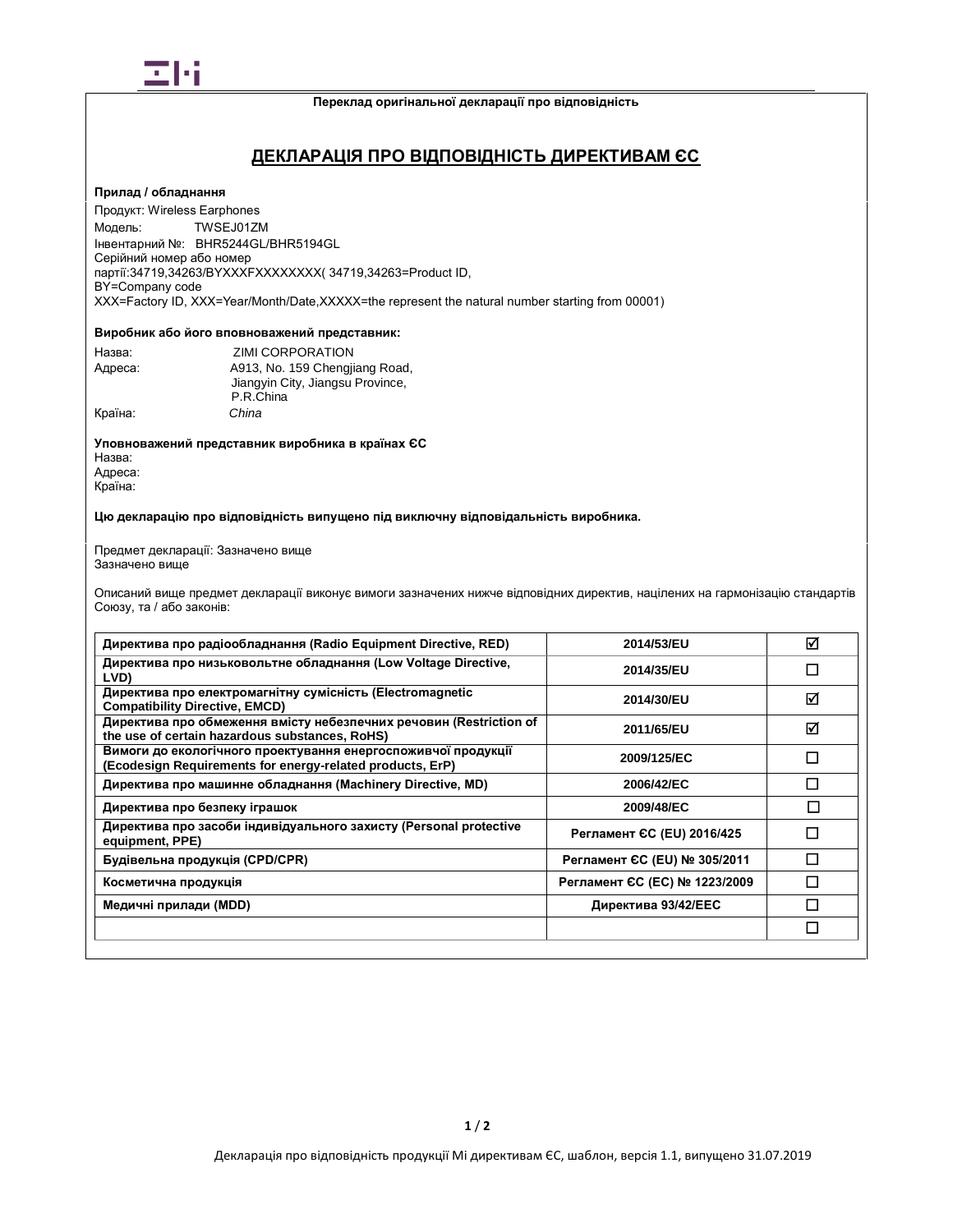**Переклад оригінальної декларації про відповідність**

# ДЕКЛАРАЦІЯ ПРО ВІДПОВІДНІСТЬ ДИРЕКТИВАМ ЄС

**Прилад / обладнання**

Продукт: Wireless Earphones
Модель: TWSEJ01ZM
Інвентарний №: BHR5244GL/BHR5194GL
Серійний номер або номер партії:34719,34263/BYXXXFXXXXXXXX( 34719,34263=Product ID, BY=Company code
XXX=Factory ID, XXX=Year/Month/Date,XXXXX=the represent the natural number starting from 00001)

**Виробник або його вповноважений представник:**

Назва: ZIMI CORPORATION
Адреса: A913, No. 159 Chengjiang Road, Jiangyin City, Jiangsu Province, P.R.China
Країна: *China*

**Уповноважений представник виробника в країнах ЄС**
Назва:
Адреса:
Країна:

**Цю декларацію про відповідність випущено під виключну відповідальність виробника.**

Предмет декларації: Зазначено вище
Зазначено вище

Описаний вище предмет декларації виконує вимоги зазначених нижче відповідних директив, націлених на гармонізацію стандартів Союзу, та / або законів:

| | | |
|---|---|---|
| **Директива про радіообладнання (Radio Equipment Directive, RED)** | **2014/53/EU** | ☑ |
| **Директива про низьковольтне обладнання (Low Voltage Directive, LVD)** | **2014/35/EU** | ☐ |
| **Директива про електромагнітну сумісність (Electromagnetic Compatibility Directive, EMCD)** | **2014/30/EU** | ☑ |
| **Директива про обмеження вмісту небезпечних речовин (Restriction of the use of certain hazardous substances, RoHS)** | **2011/65/EU** | ☑ |
| **Вимоги до екологічного проектування енергоспоживчої продукції (Ecodesign Requirements for energy-related products, ErP)** | **2009/125/EC** | ☐ |
| **Директива про машинне обладнання (Machinery Directive, MD)** | **2006/42/EC** | ☐ |
| **Директива про безпеку іграшок** | **2009/48/EC** | ☐ |
| **Директива про засоби індивідуального захисту (Personal protective equipment, PPE)** | **Регламент ЄС (EU) 2016/425** | ☐ |
| **Будівельна продукція (CPD/CPR)** | **Регламент ЄС (EU) № 305/2011** | ☐ |
| **Косметична продукція** | **Регламент ЄС (EC) № 1223/2009** | ☐ |
| **Медичні прилади (MDD)** | **Директива 93/42/EEC** | ☐ |
| | | ☐ |

Декларація про відповідність продукції Мі директивам ЄС, шаблон, версія 1.1, випущено 31.07.2019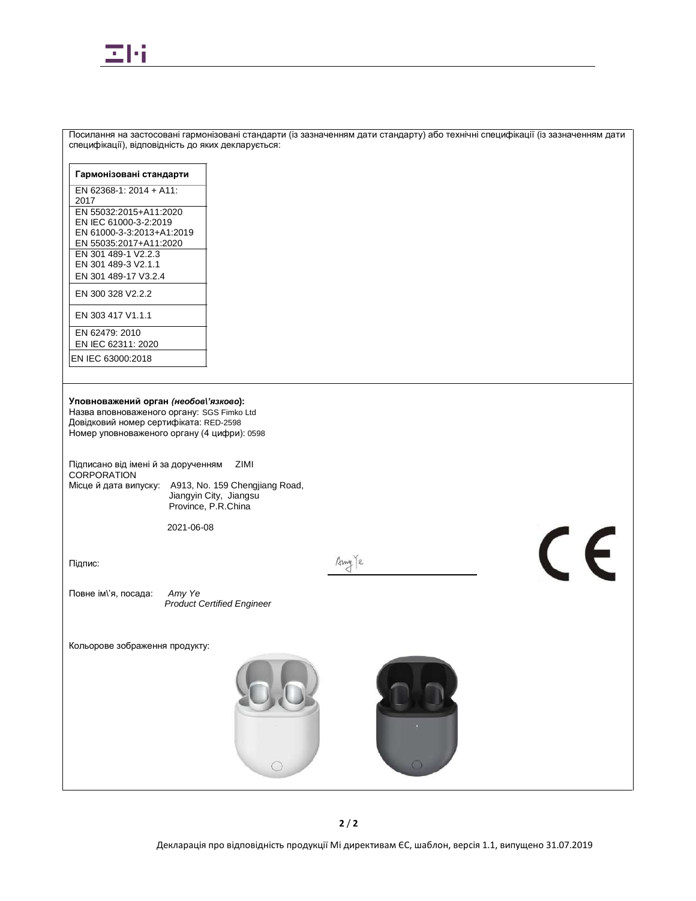Посилання на застосовані гармонізовані стандарти (із зазначенням дати стандарту) або технічні специфікації (із зазначенням дати специфікації), відповідність до яких декларується:

| Гармонізовані стандарти |
| --- |
| EN 62368-1: 2014 + A11: 2017 |
| EN 55032:2015+A11:2020<br>EN IEC 61000-3-2:2019<br>EN 61000-3-3:2013+A1:2019<br>EN 55035:2017+A11:2020 |
| EN 301 489-1 V2.2.3<br>EN 301 489-3 V2.1.1<br>EN 301 489-17 V3.2.4 |
| EN 300 328 V2.2.2 |
| EN 303 417 V1.1.1 |
| EN 62479: 2010<br>EN IEC 62311: 2020 |
| EN IEC 63000:2018 |

**Уповноважений орган *(необов\'язково*):**
Назва вповноваженого органу: SGS Fimko Ltd
Довідковий номер сертифіката: RED-2598
Номер уповноваженого органу (4 цифри): 0598

Підписано від імені й за дорученням ZIMI CORPORATION
Місце й дата випуску: A913, No. 159 Chengjiang Road, Jiangyin City, Jiangsu Province, P.R.China

2021-06-08

Підпис:

Повне ім\'я, посада: *Amy Ye*
*Product Certified Engineer*

Кольорове зображення продукту:

Декларація про відповідність продукції Mi директивам ЄС, шаблон, версія 1.1, випущено 31.07.2019